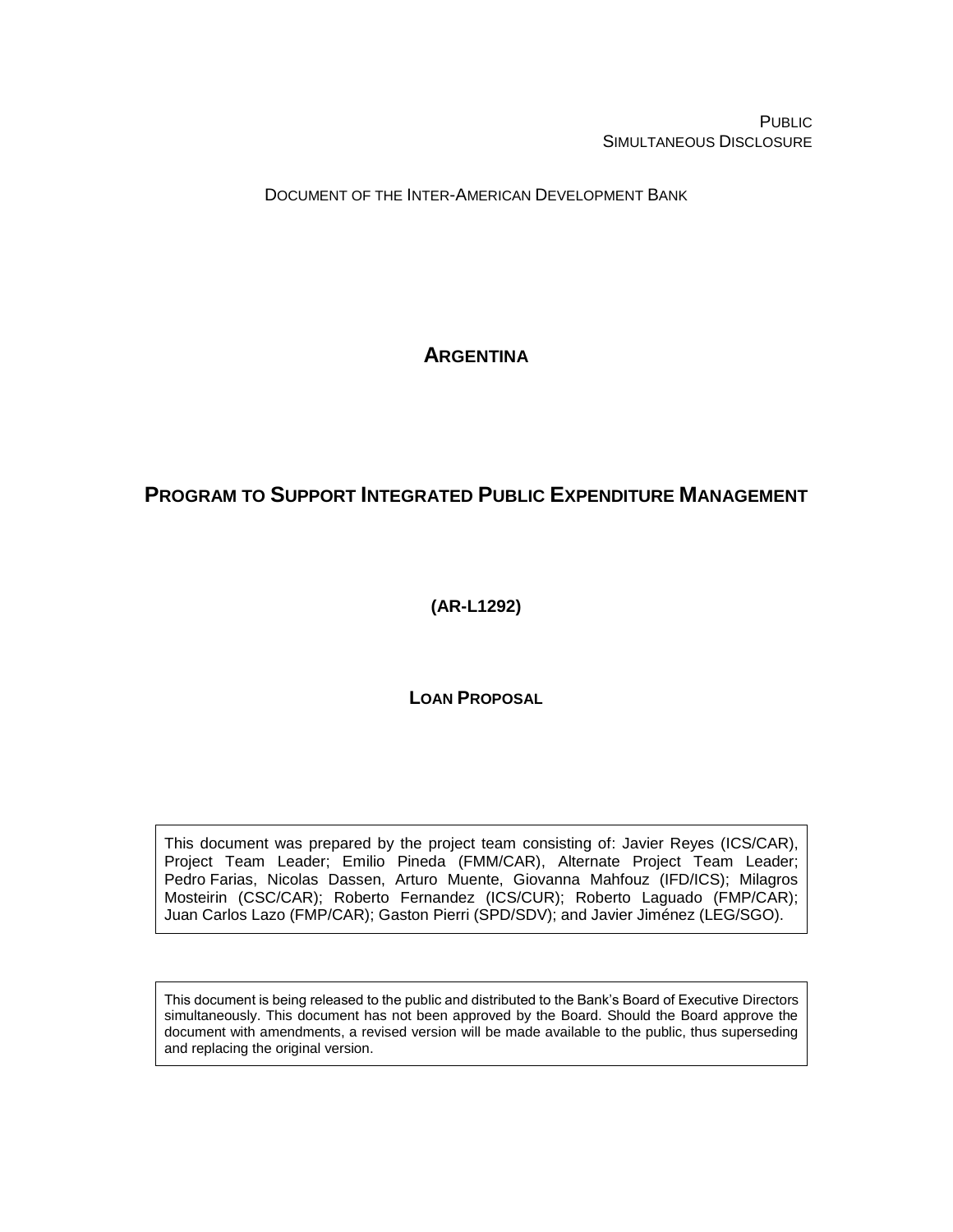PUBLIC
SIMULTANEOUS DISCLOSURE

DOCUMENT OF THE INTER-AMERICAN DEVELOPMENT BANK

# ARGENTINA

# PROGRAM TO SUPPORT INTEGRATED PUBLIC EXPENDITURE MANAGEMENT

**(AR-L1292)**

**LOAN PROPOSAL**

This document was prepared by the project team consisting of: Javier Reyes (ICS/CAR), Project Team Leader; Emilio Pineda (FMM/CAR), Alternate Project Team Leader; Pedro Farias, Nicolas Dassen, Arturo Muente, Giovanna Mahfouz (IFD/ICS); Milagros Mosteirin (CSC/CAR); Roberto Fernandez (ICS/CUR); Roberto Laguado (FMP/CAR); Juan Carlos Lazo (FMP/CAR); Gaston Pierri (SPD/SDV); and Javier Jiménez (LEG/SGO).

This document is being released to the public and distributed to the Bank's Board of Executive Directors simultaneously. This document has not been approved by the Board. Should the Board approve the document with amendments, a revised version will be made available to the public, thus superseding and replacing the original version.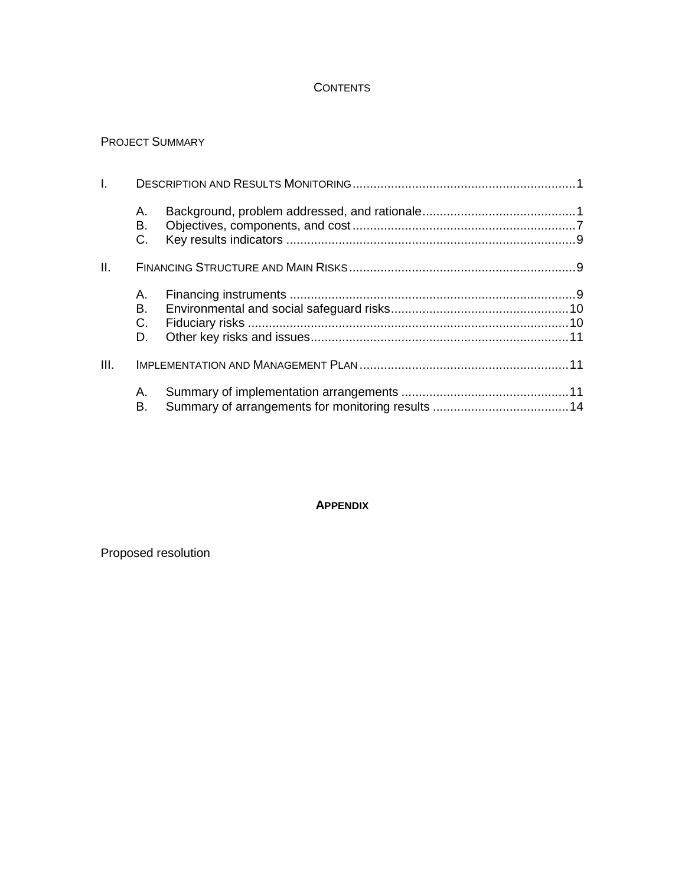# CONTENTS

PROJECT SUMMARY

I. DESCRIPTION AND RESULTS MONITORING ........ 1

- A. Background, problem addressed, and rationale ........ 1
- B. Objectives, components, and cost ........ 7
- C. Key results indicators ........ 9

II. FINANCING STRUCTURE AND MAIN RISKS ........ 9

- A. Financing instruments ........ 9
- B. Environmental and social safeguard risks ........ 10
- C. Fiduciary risks ........ 10
- D. Other key risks and issues ........ 11

III. IMPLEMENTATION AND MANAGEMENT PLAN ........ 11

- A. Summary of implementation arrangements ........ 11
- B. Summary of arrangements for monitoring results ........ 14

## APPENDIX

Proposed resolution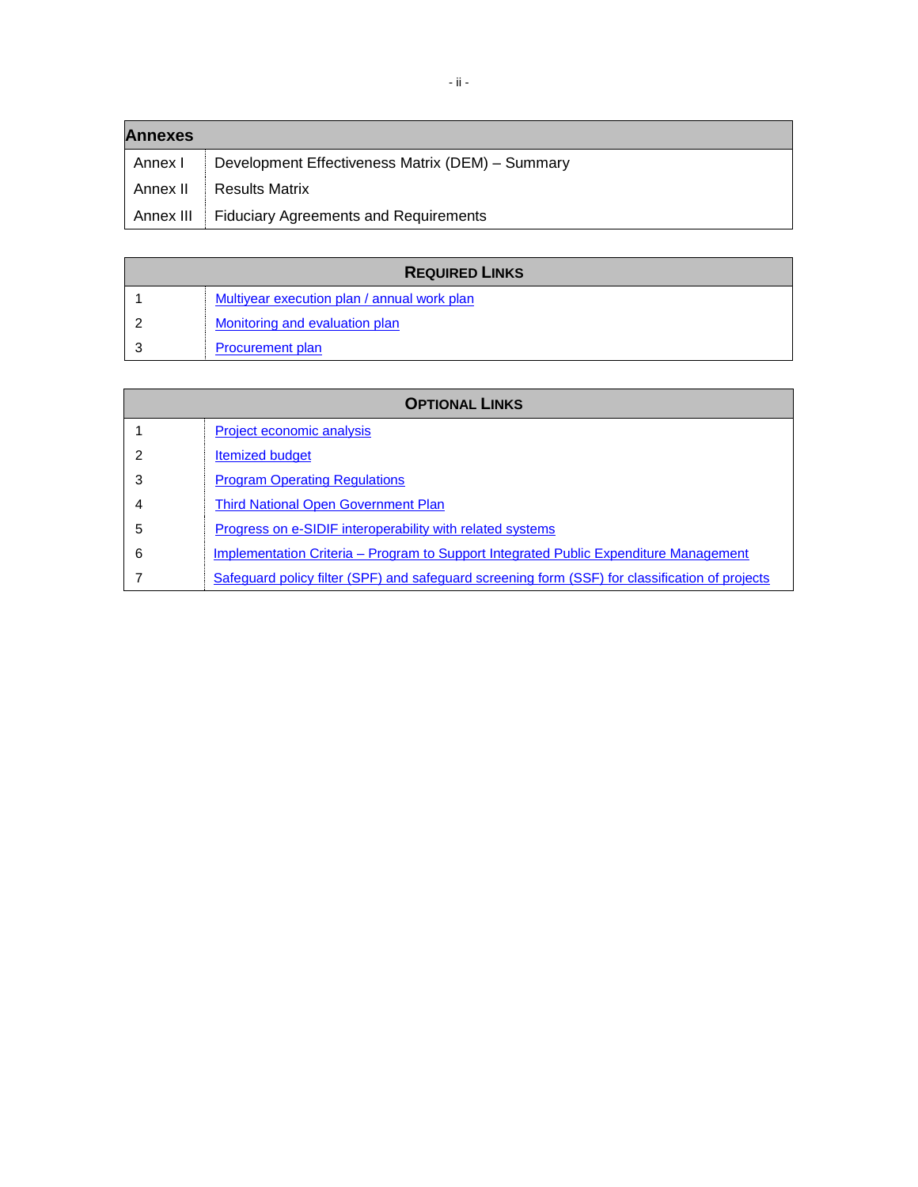| Annexes | |
|---|---|
| Annex I | Development Effectiveness Matrix (DEM) – Summary |
| Annex II | Results Matrix |
| Annex III | Fiduciary Agreements and Requirements |

| REQUIRED LINKS | |
|---|---|
| 1 | Multiyear execution plan / annual work plan |
| 2 | Monitoring and evaluation plan |
| 3 | Procurement plan |

| OPTIONAL LINKS | |
|---|---|
| 1 | Project economic analysis |
| 2 | Itemized budget |
| 3 | Program Operating Regulations |
| 4 | Third National Open Government Plan |
| 5 | Progress on e-SIDIF interoperability with related systems |
| 6 | Implementation Criteria – Program to Support Integrated Public Expenditure Management |
| 7 | Safeguard policy filter (SPF) and safeguard screening form (SSF) for classification of projects |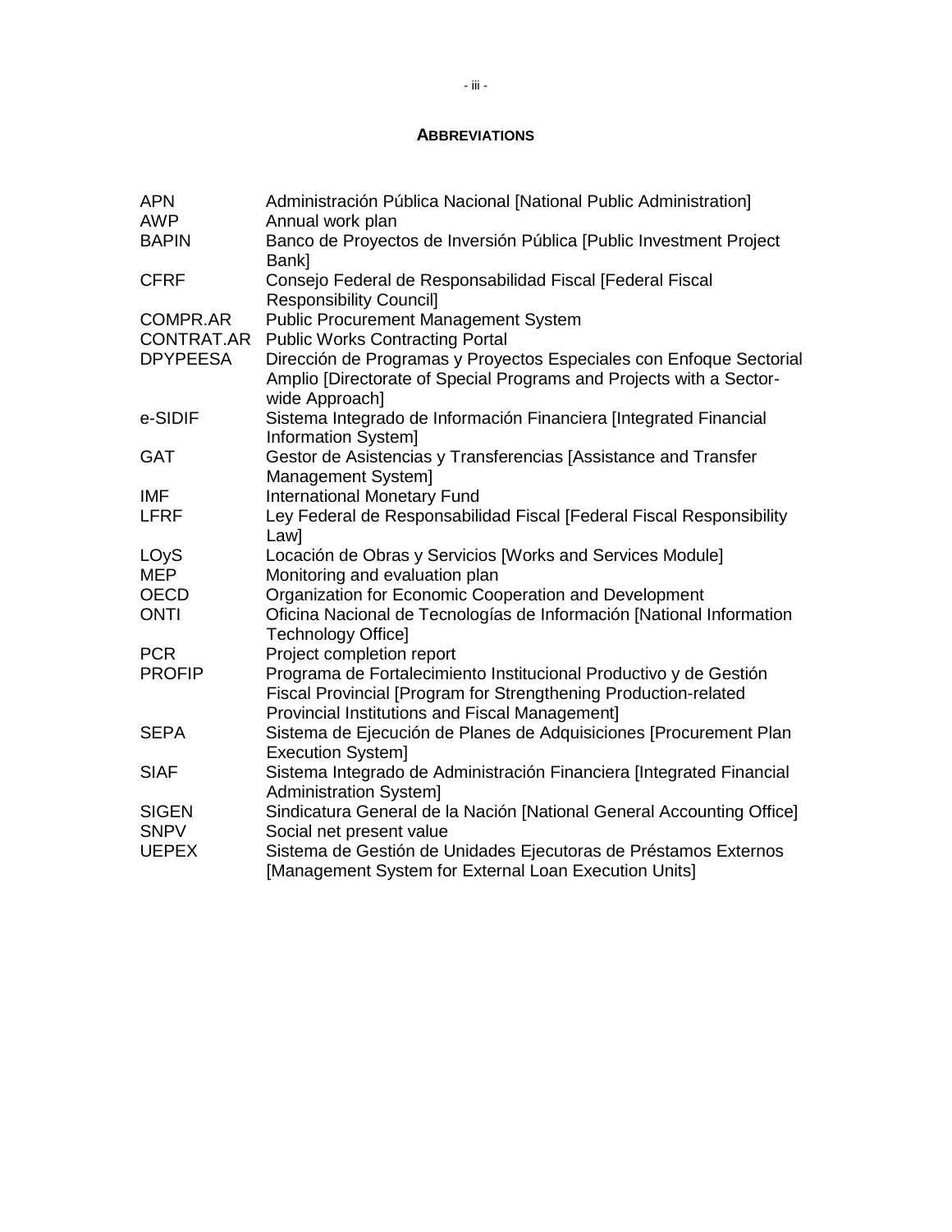## ABBREVIATIONS

| | |
|---|---|
| APN | Administración Pública Nacional [National Public Administration] |
| AWP | Annual work plan |
| BAPIN | Banco de Proyectos de Inversión Pública [Public Investment Project Bank] |
| CFRF | Consejo Federal de Responsabilidad Fiscal [Federal Fiscal Responsibility Council] |
| COMPR.AR | Public Procurement Management System |
| CONTRAT.AR | Public Works Contracting Portal |
| DPYPEESA | Dirección de Programas y Proyectos Especiales con Enfoque Sectorial Amplio [Directorate of Special Programs and Projects with a Sector-wide Approach] |
| e-SIDIF | Sistema Integrado de Información Financiera [Integrated Financial Information System] |
| GAT | Gestor de Asistencias y Transferencias [Assistance and Transfer Management System] |
| IMF | International Monetary Fund |
| LFRF | Ley Federal de Responsabilidad Fiscal [Federal Fiscal Responsibility Law] |
| LOyS | Locación de Obras y Servicios [Works and Services Module] |
| MEP | Monitoring and evaluation plan |
| OECD | Organization for Economic Cooperation and Development |
| ONTI | Oficina Nacional de Tecnologías de Información [National Information Technology Office] |
| PCR | Project completion report |
| PROFIP | Programa de Fortalecimiento Institucional Productivo y de Gestión Fiscal Provincial [Program for Strengthening Production-related Provincial Institutions and Fiscal Management] |
| SEPA | Sistema de Ejecución de Planes de Adquisiciones [Procurement Plan Execution System] |
| SIAF | Sistema Integrado de Administración Financiera [Integrated Financial Administration System] |
| SIGEN | Sindicatura General de la Nación [National General Accounting Office] |
| SNPV | Social net present value |
| UEPEX | Sistema de Gestión de Unidades Ejecutoras de Préstamos Externos [Management System for External Loan Execution Units] |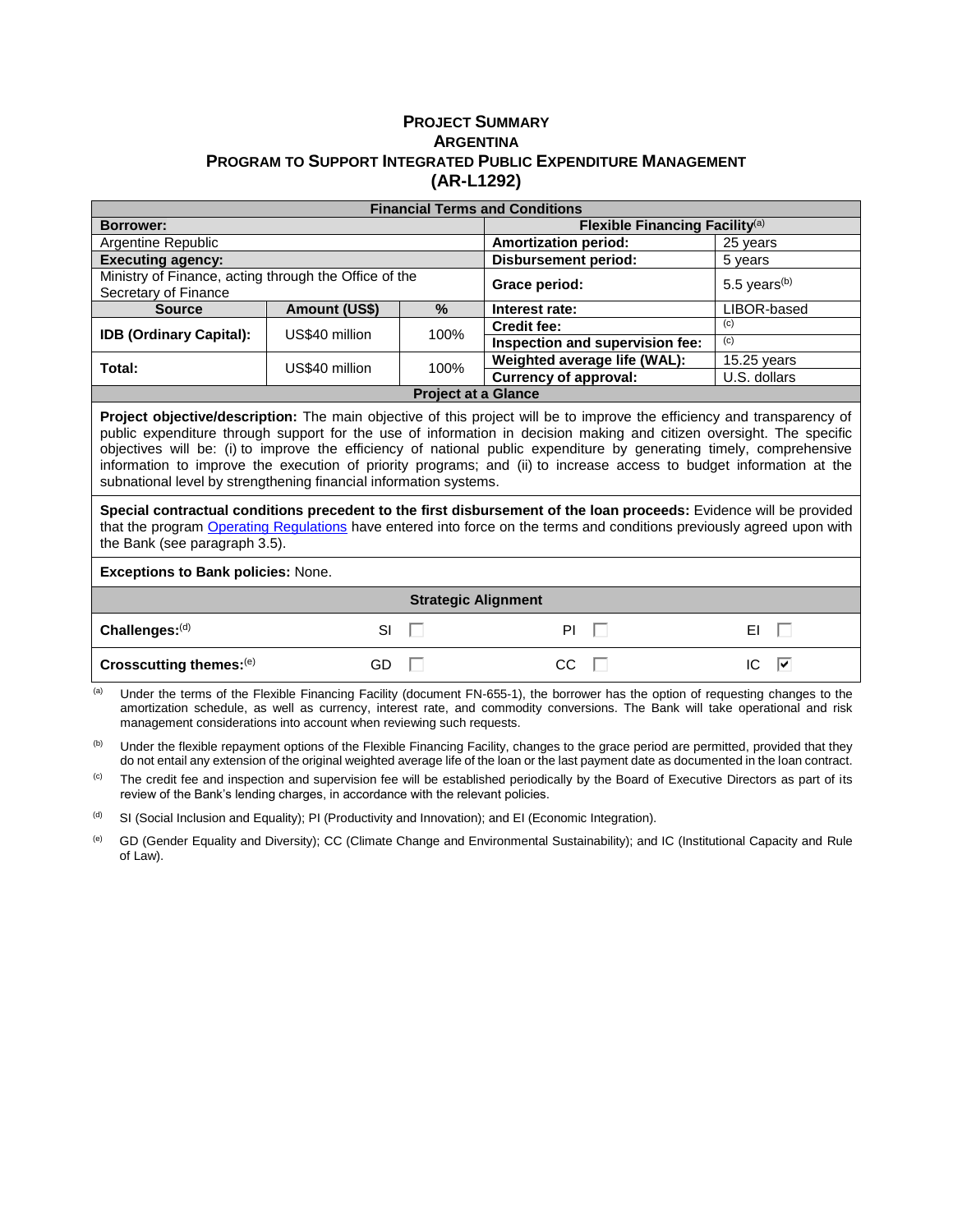# PROJECT SUMMARY
# ARGENTINA
# PROGRAM TO SUPPORT INTEGRATED PUBLIC EXPENDITURE MANAGEMENT
# (AR-L1292)

| Financial Terms and Conditions | | | | |
|---|---|---|---|---|
| **Borrower:** | | | **Flexible Financing Facility**[a] | |
| Argentine Republic | | | **Amortization period:** | 25 years |
| **Executing agency:** | | | **Disbursement period:** | 5 years |
| Ministry of Finance, acting through the Office of the Secretary of Finance | | | **Grace period:** | 5.5 years[b] |
| **Source** | **Amount (US$)** | **%** | **Interest rate:** | LIBOR-based |
| **IDB (Ordinary Capital):** | US$40 million | 100% | **Credit fee:** | [c] |
| | | | **Inspection and supervision fee:** | [c] |
| **Total:** | US$40 million | 100% | **Weighted average life (WAL):** | 15.25 years |
| | | | **Currency of approval:** | U.S. dollars |

**Project at a Glance**

**Project objective/description:** The main objective of this project will be to improve the efficiency and transparency of public expenditure through support for the use of information in decision making and citizen oversight. The specific objectives will be: (i) to improve the efficiency of national public expenditure by generating timely, comprehensive information to improve the execution of priority programs; and (ii) to increase access to budget information at the subnational level by strengthening financial information systems.

**Special contractual conditions precedent to the first disbursement of the loan proceeds:** Evidence will be provided that the program Operating Regulations have entered into force on the terms and conditions previously agreed upon with the Bank (see paragraph 3.5).

**Exceptions to Bank policies:** None.

| Strategic Alignment | | | |
|---|---|---|---|
| **Challenges:**[d] | SI ☐ | PI ☐ | EI ☐ |
| **Crosscutting themes:**[e] | GD ☐ | CC ☐ | IC ☑ |

[a] Under the terms of the Flexible Financing Facility (document FN-655-1), the borrower has the option of requesting changes to the amortization schedule, as well as currency, interest rate, and commodity conversions. The Bank will take operational and risk management considerations into account when reviewing such requests.

[b] Under the flexible repayment options of the Flexible Financing Facility, changes to the grace period are permitted, provided that they do not entail any extension of the original weighted average life of the loan or the last payment date as documented in the loan contract.

[c] The credit fee and inspection and supervision fee will be established periodically by the Board of Executive Directors as part of its review of the Bank's lending charges, in accordance with the relevant policies.

[d] SI (Social Inclusion and Equality); PI (Productivity and Innovation); and EI (Economic Integration).

[e] GD (Gender Equality and Diversity); CC (Climate Change and Environmental Sustainability); and IC (Institutional Capacity and Rule of Law).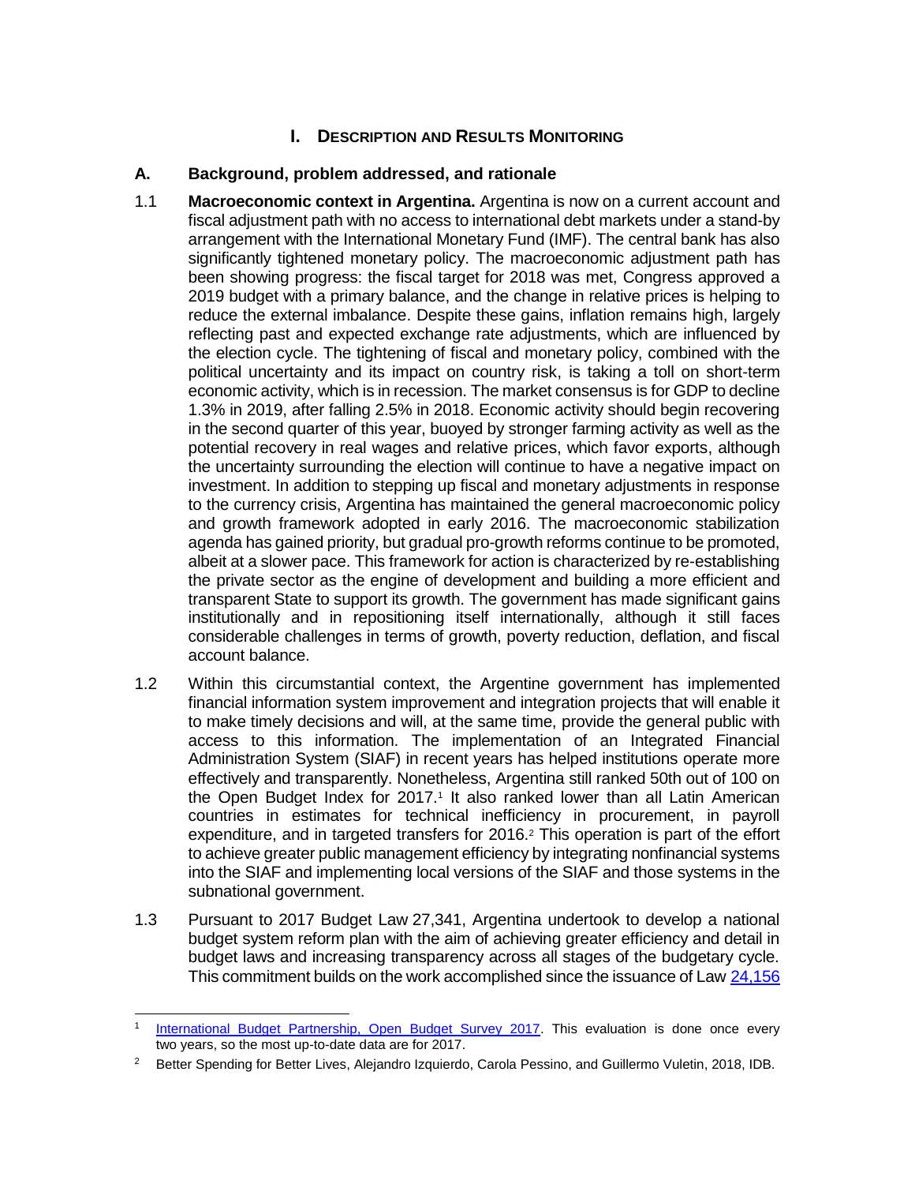# I. DESCRIPTION AND RESULTS MONITORING

## A. Background, problem addressed, and rationale

1.1 **Macroeconomic context in Argentina.** Argentina is now on a current account and fiscal adjustment path with no access to international debt markets under a stand-by arrangement with the International Monetary Fund (IMF). The central bank has also significantly tightened monetary policy. The macroeconomic adjustment path has been showing progress: the fiscal target for 2018 was met, Congress approved a 2019 budget with a primary balance, and the change in relative prices is helping to reduce the external imbalance. Despite these gains, inflation remains high, largely reflecting past and expected exchange rate adjustments, which are influenced by the election cycle. The tightening of fiscal and monetary policy, combined with the political uncertainty and its impact on country risk, is taking a toll on short-term economic activity, which is in recession. The market consensus is for GDP to decline 1.3% in 2019, after falling 2.5% in 2018. Economic activity should begin recovering in the second quarter of this year, buoyed by stronger farming activity as well as the potential recovery in real wages and relative prices, which favor exports, although the uncertainty surrounding the election will continue to have a negative impact on investment. In addition to stepping up fiscal and monetary adjustments in response to the currency crisis, Argentina has maintained the general macroeconomic policy and growth framework adopted in early 2016. The macroeconomic stabilization agenda has gained priority, but gradual pro-growth reforms continue to be promoted, albeit at a slower pace. This framework for action is characterized by re-establishing the private sector as the engine of development and building a more efficient and transparent State to support its growth. The government has made significant gains institutionally and in repositioning itself internationally, although it still faces considerable challenges in terms of growth, poverty reduction, deflation, and fiscal account balance.

1.2 Within this circumstantial context, the Argentine government has implemented financial information system improvement and integration projects that will enable it to make timely decisions and will, at the same time, provide the general public with access to this information. The implementation of an Integrated Financial Administration System (SIAF) in recent years has helped institutions operate more effectively and transparently. Nonetheless, Argentina still ranked 50th out of 100 on the Open Budget Index for 2017.[1] It also ranked lower than all Latin American countries in estimates for technical inefficiency in procurement, in payroll expenditure, and in targeted transfers for 2016.[2] This operation is part of the effort to achieve greater public management efficiency by integrating nonfinancial systems into the SIAF and implementing local versions of the SIAF and those systems in the subnational government.

1.3 Pursuant to 2017 Budget Law 27,341, Argentina undertook to develop a national budget system reform plan with the aim of achieving greater efficiency and detail in budget laws and increasing transparency across all stages of the budgetary cycle. This commitment builds on the work accomplished since the issuance of Law 24,156

---

[1] International Budget Partnership, Open Budget Survey 2017. This evaluation is done once every two years, so the most up-to-date data are for 2017.

[2] Better Spending for Better Lives, Alejandro Izquierdo, Carola Pessino, and Guillermo Vuletin, 2018, IDB.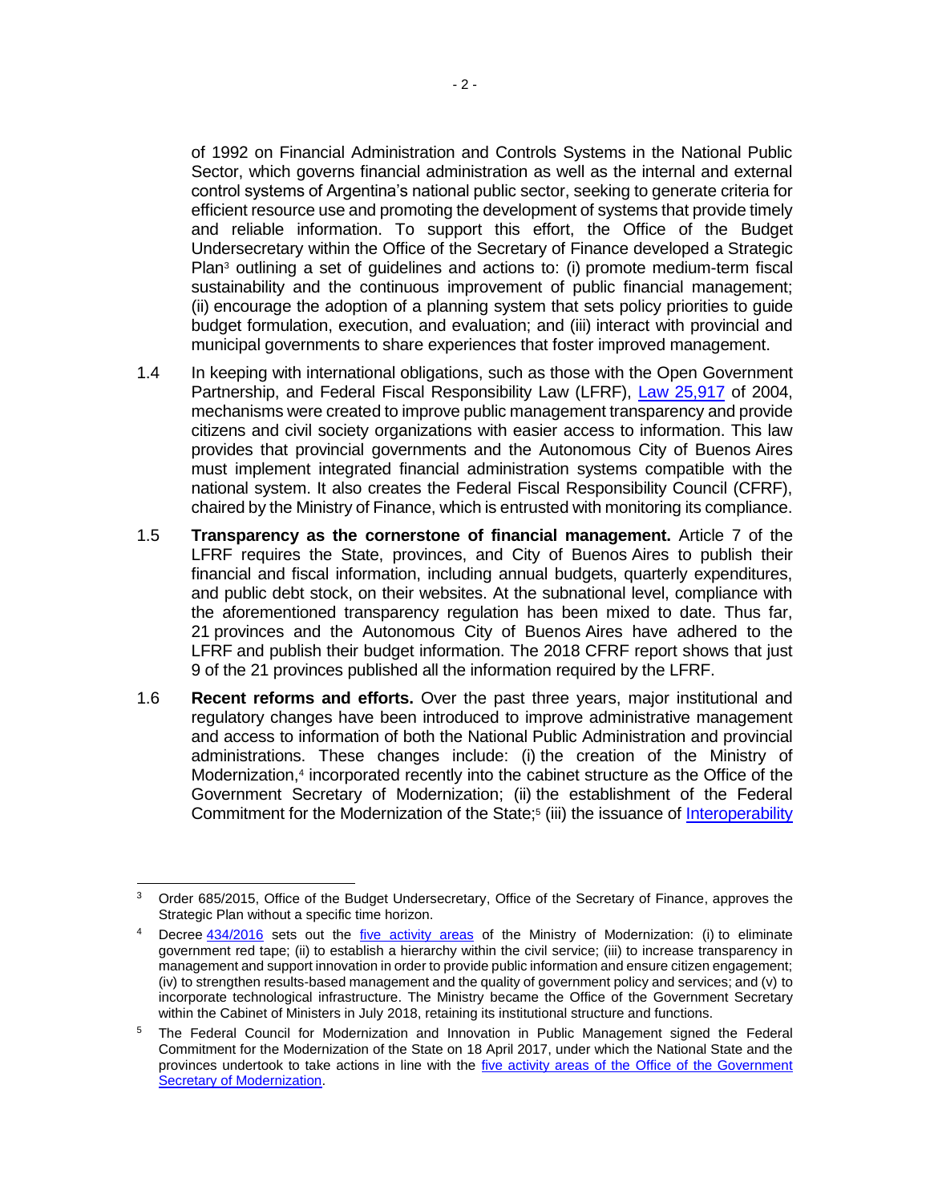of 1992 on Financial Administration and Controls Systems in the National Public Sector, which governs financial administration as well as the internal and external control systems of Argentina's national public sector, seeking to generate criteria for efficient resource use and promoting the development of systems that provide timely and reliable information. To support this effort, the Office of the Budget Undersecretary within the Office of the Secretary of Finance developed a Strategic Plan[3] outlining a set of guidelines and actions to: (i) promote medium-term fiscal sustainability and the continuous improvement of public financial management; (ii) encourage the adoption of a planning system that sets policy priorities to guide budget formulation, execution, and evaluation; and (iii) interact with provincial and municipal governments to share experiences that foster improved management.

1.4 In keeping with international obligations, such as those with the Open Government Partnership, and Federal Fiscal Responsibility Law (LFRF), Law 25,917 of 2004, mechanisms were created to improve public management transparency and provide citizens and civil society organizations with easier access to information. This law provides that provincial governments and the Autonomous City of Buenos Aires must implement integrated financial administration systems compatible with the national system. It also creates the Federal Fiscal Responsibility Council (CFRF), chaired by the Ministry of Finance, which is entrusted with monitoring its compliance.

1.5 **Transparency as the cornerstone of financial management.** Article 7 of the LFRF requires the State, provinces, and City of Buenos Aires to publish their financial and fiscal information, including annual budgets, quarterly expenditures, and public debt stock, on their websites. At the subnational level, compliance with the aforementioned transparency regulation has been mixed to date. Thus far, 21 provinces and the Autonomous City of Buenos Aires have adhered to the LFRF and publish their budget information. The 2018 CFRF report shows that just 9 of the 21 provinces published all the information required by the LFRF.

1.6 **Recent reforms and efforts.** Over the past three years, major institutional and regulatory changes have been introduced to improve administrative management and access to information of both the National Public Administration and provincial administrations. These changes include: (i) the creation of the Ministry of Modernization,[4] incorporated recently into the cabinet structure as the Office of the Government Secretary of Modernization; (ii) the establishment of the Federal Commitment for the Modernization of the State;[5] (iii) the issuance of Interoperability

---

[3] Order 685/2015, Office of the Budget Undersecretary, Office of the Secretary of Finance, approves the Strategic Plan without a specific time horizon.

[4] Decree 434/2016 sets out the five activity areas of the Ministry of Modernization: (i) to eliminate government red tape; (ii) to establish a hierarchy within the civil service; (iii) to increase transparency in management and support innovation in order to provide public information and ensure citizen engagement; (iv) to strengthen results-based management and the quality of government policy and services; and (v) to incorporate technological infrastructure. The Ministry became the Office of the Government Secretary within the Cabinet of Ministers in July 2018, retaining its institutional structure and functions.

[5] The Federal Council for Modernization and Innovation in Public Management signed the Federal Commitment for the Modernization of the State on 18 April 2017, under which the National State and the provinces undertook to take actions in line with the five activity areas of the Office of the Government Secretary of Modernization.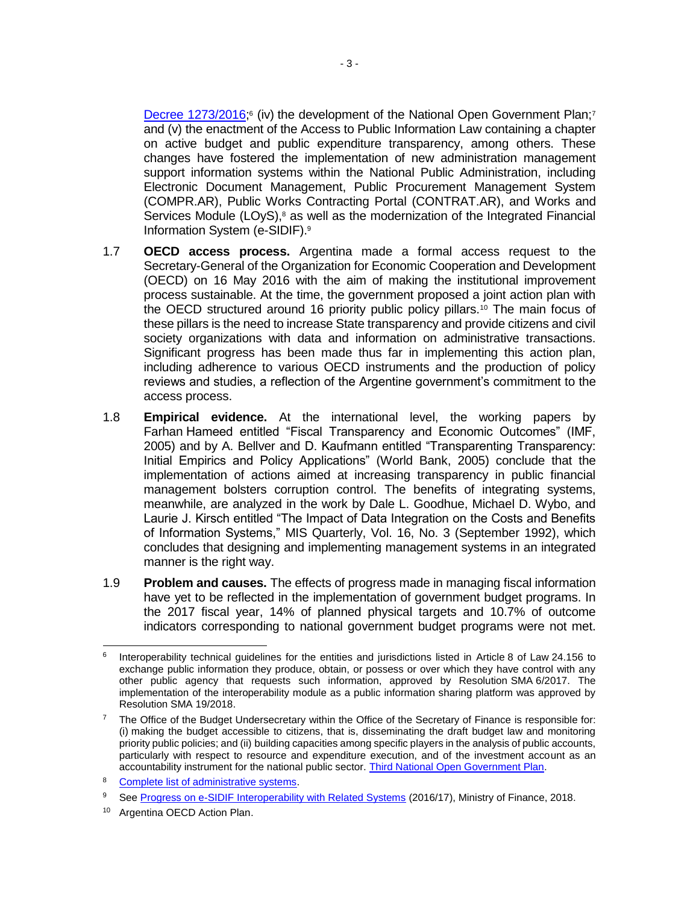[Decree 1273/2016](#);[6] (iv) the development of the National Open Government Plan;[7] and (v) the enactment of the Access to Public Information Law containing a chapter on active budget and public expenditure transparency, among others. These changes have fostered the implementation of new administration management support information systems within the National Public Administration, including Electronic Document Management, Public Procurement Management System (COMPR.AR), Public Works Contracting Portal (CONTRAT.AR), and Works and Services Module (LOyS),[8] as well as the modernization of the Integrated Financial Information System (e-SIDIF).[9]

1.7 **OECD access process.** Argentina made a formal access request to the Secretary-General of the Organization for Economic Cooperation and Development (OECD) on 16 May 2016 with the aim of making the institutional improvement process sustainable. At the time, the government proposed a joint action plan with the OECD structured around 16 priority public policy pillars.[10] The main focus of these pillars is the need to increase State transparency and provide citizens and civil society organizations with data and information on administrative transactions. Significant progress has been made thus far in implementing this action plan, including adherence to various OECD instruments and the production of policy reviews and studies, a reflection of the Argentine government's commitment to the access process.

1.8 **Empirical evidence.** At the international level, the working papers by Farhan Hameed entitled "Fiscal Transparency and Economic Outcomes" (IMF, 2005) and by A. Bellver and D. Kaufmann entitled "Transparenting Transparency: Initial Empirics and Policy Applications" (World Bank, 2005) conclude that the implementation of actions aimed at increasing transparency in public financial management bolsters corruption control. The benefits of integrating systems, meanwhile, are analyzed in the work by Dale L. Goodhue, Michael D. Wybo, and Laurie J. Kirsch entitled "The Impact of Data Integration on the Costs and Benefits of Information Systems," MIS Quarterly, Vol. 16, No. 3 (September 1992), which concludes that designing and implementing management systems in an integrated manner is the right way.

1.9 **Problem and causes.** The effects of progress made in managing fiscal information have yet to be reflected in the implementation of government budget programs. In the 2017 fiscal year, 14% of planned physical targets and 10.7% of outcome indicators corresponding to national government budget programs were not met.

---

[6] Interoperability technical guidelines for the entities and jurisdictions listed in Article 8 of Law 24.156 to exchange public information they produce, obtain, or possess or over which they have control with any other public agency that requests such information, approved by Resolution SMA 6/2017. The implementation of the interoperability module as a public information sharing platform was approved by Resolution SMA 19/2018.

[7] The Office of the Budget Undersecretary within the Office of the Secretary of Finance is responsible for: (i) making the budget accessible to citizens, that is, disseminating the draft budget law and monitoring priority public policies; and (ii) building capacities among specific players in the analysis of public accounts, particularly with respect to resource and expenditure execution, and of the investment account as an accountability instrument for the national public sector. Third National Open Government Plan.

[8] Complete list of administrative systems.

[9] See Progress on e-SIDIF Interoperability with Related Systems (2016/17), Ministry of Finance, 2018.

[10] Argentina OECD Action Plan.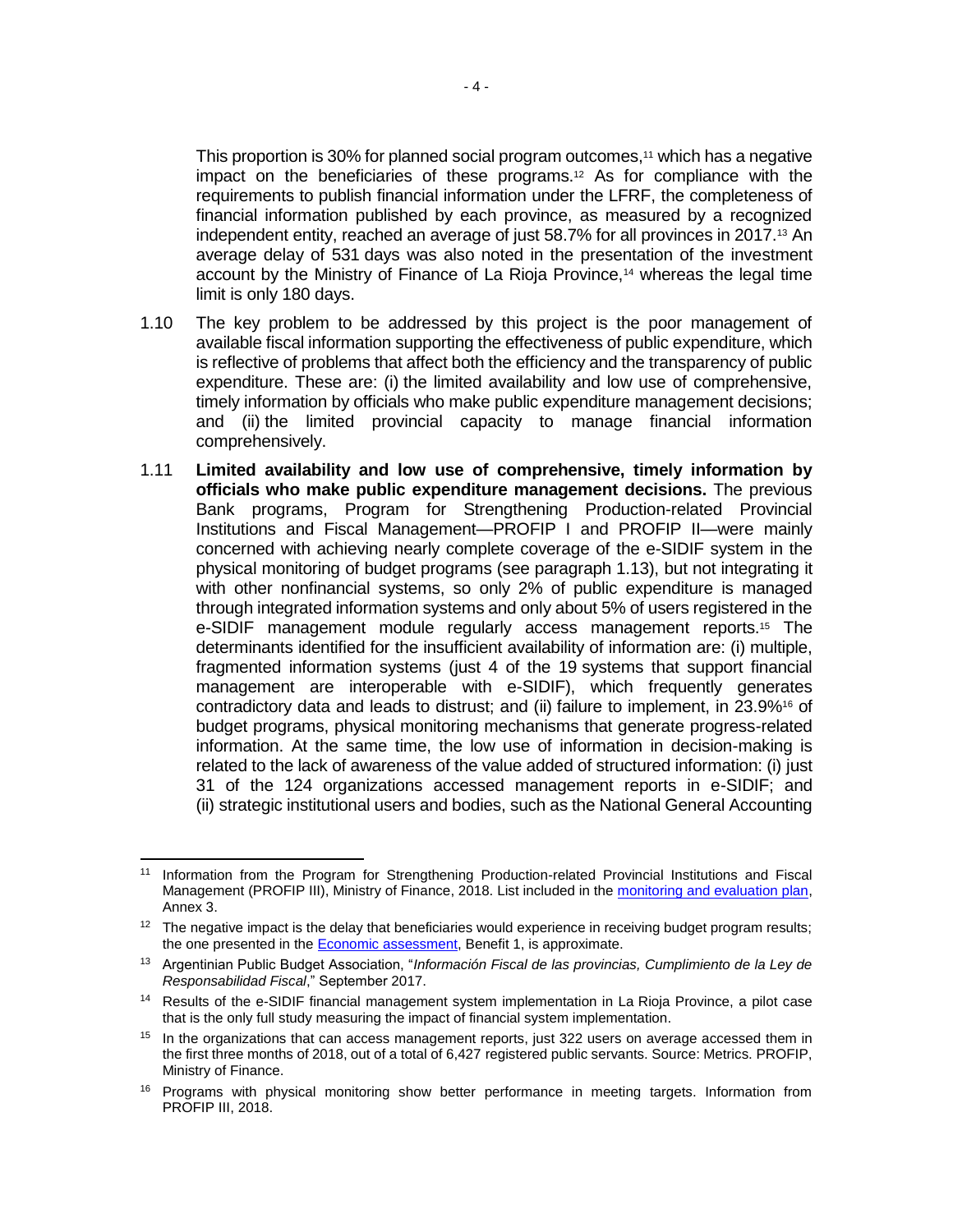This proportion is 30% for planned social program outcomes,[11] which has a negative impact on the beneficiaries of these programs.[12] As for compliance with the requirements to publish financial information under the LFRF, the completeness of financial information published by each province, as measured by a recognized independent entity, reached an average of just 58.7% for all provinces in 2017.[13] An average delay of 531 days was also noted in the presentation of the investment account by the Ministry of Finance of La Rioja Province,[14] whereas the legal time limit is only 180 days.

1.10 The key problem to be addressed by this project is the poor management of available fiscal information supporting the effectiveness of public expenditure, which is reflective of problems that affect both the efficiency and the transparency of public expenditure. These are: (i) the limited availability and low use of comprehensive, timely information by officials who make public expenditure management decisions; and (ii) the limited provincial capacity to manage financial information comprehensively.

1.11 **Limited availability and low use of comprehensive, timely information by officials who make public expenditure management decisions.** The previous Bank programs, Program for Strengthening Production-related Provincial Institutions and Fiscal Management—PROFIP I and PROFIP II—were mainly concerned with achieving nearly complete coverage of the e-SIDIF system in the physical monitoring of budget programs (see paragraph 1.13), but not integrating it with other nonfinancial systems, so only 2% of public expenditure is managed through integrated information systems and only about 5% of users registered in the e-SIDIF management module regularly access management reports.[15] The determinants identified for the insufficient availability of information are: (i) multiple, fragmented information systems (just 4 of the 19 systems that support financial management are interoperable with e-SIDIF), which frequently generates contradictory data and leads to distrust; and (ii) failure to implement, in 23.9%[16] of budget programs, physical monitoring mechanisms that generate progress-related information. At the same time, the low use of information in decision-making is related to the lack of awareness of the value added of structured information: (i) just 31 of the 124 organizations accessed management reports in e-SIDIF; and (ii) strategic institutional users and bodies, such as the National General Accounting

---

[11] Information from the Program for Strengthening Production-related Provincial Institutions and Fiscal Management (PROFIP III), Ministry of Finance, 2018. List included in the monitoring and evaluation plan, Annex 3.

[12] The negative impact is the delay that beneficiaries would experience in receiving budget program results; the one presented in the Economic assessment, Benefit 1, is approximate.

[13] Argentinian Public Budget Association, "*Información Fiscal de las provincias, Cumplimiento de la Ley de Responsabilidad Fiscal*," September 2017.

[14] Results of the e-SIDIF financial management system implementation in La Rioja Province, a pilot case that is the only full study measuring the impact of financial system implementation.

[15] In the organizations that can access management reports, just 322 users on average accessed them in the first three months of 2018, out of a total of 6,427 registered public servants. Source: Metrics. PROFIP, Ministry of Finance.

[16] Programs with physical monitoring show better performance in meeting targets. Information from PROFIP III, 2018.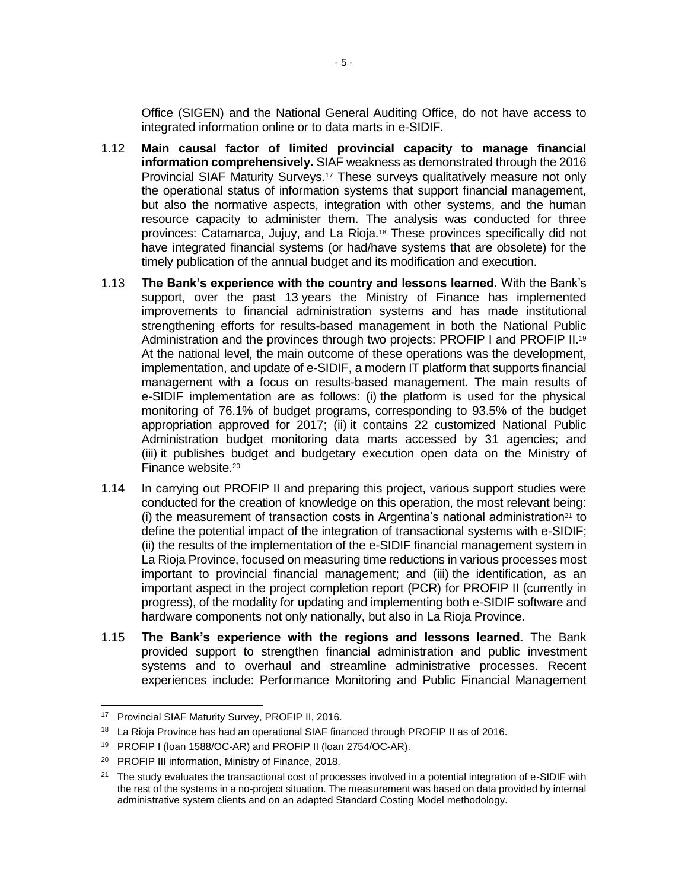Office (SIGEN) and the National General Auditing Office, do not have access to integrated information online or to data marts in e-SIDIF.

1.12 **Main causal factor of limited provincial capacity to manage financial information comprehensively.** SIAF weakness as demonstrated through the 2016 Provincial SIAF Maturity Surveys.[17] These surveys qualitatively measure not only the operational status of information systems that support financial management, but also the normative aspects, integration with other systems, and the human resource capacity to administer them. The analysis was conducted for three provinces: Catamarca, Jujuy, and La Rioja.[18] These provinces specifically did not have integrated financial systems (or had/have systems that are obsolete) for the timely publication of the annual budget and its modification and execution.

1.13 **The Bank's experience with the country and lessons learned.** With the Bank's support, over the past 13 years the Ministry of Finance has implemented improvements to financial administration systems and has made institutional strengthening efforts for results-based management in both the National Public Administration and the provinces through two projects: PROFIP I and PROFIP II.[19] At the national level, the main outcome of these operations was the development, implementation, and update of e-SIDIF, a modern IT platform that supports financial management with a focus on results-based management. The main results of e-SIDIF implementation are as follows: (i) the platform is used for the physical monitoring of 76.1% of budget programs, corresponding to 93.5% of the budget appropriation approved for 2017; (ii) it contains 22 customized National Public Administration budget monitoring data marts accessed by 31 agencies; and (iii) it publishes budget and budgetary execution open data on the Ministry of Finance website.[20]

1.14 In carrying out PROFIP II and preparing this project, various support studies were conducted for the creation of knowledge on this operation, the most relevant being: (i) the measurement of transaction costs in Argentina's national administration[21] to define the potential impact of the integration of transactional systems with e-SIDIF; (ii) the results of the implementation of the e-SIDIF financial management system in La Rioja Province, focused on measuring time reductions in various processes most important to provincial financial management; and (iii) the identification, as an important aspect in the project completion report (PCR) for PROFIP II (currently in progress), of the modality for updating and implementing both e-SIDIF software and hardware components not only nationally, but also in La Rioja Province.

1.15 **The Bank's experience with the regions and lessons learned.** The Bank provided support to strengthen financial administration and public investment systems and to overhaul and streamline administrative processes. Recent experiences include: Performance Monitoring and Public Financial Management

---

[17] Provincial SIAF Maturity Survey, PROFIP II, 2016.

[18] La Rioja Province has had an operational SIAF financed through PROFIP II as of 2016.

[19] PROFIP I (loan 1588/OC-AR) and PROFIP II (loan 2754/OC-AR).

[20] PROFIP III information, Ministry of Finance, 2018.

[21] The study evaluates the transactional cost of processes involved in a potential integration of e-SIDIF with the rest of the systems in a no-project situation. The measurement was based on data provided by internal administrative system clients and on an adapted Standard Costing Model methodology.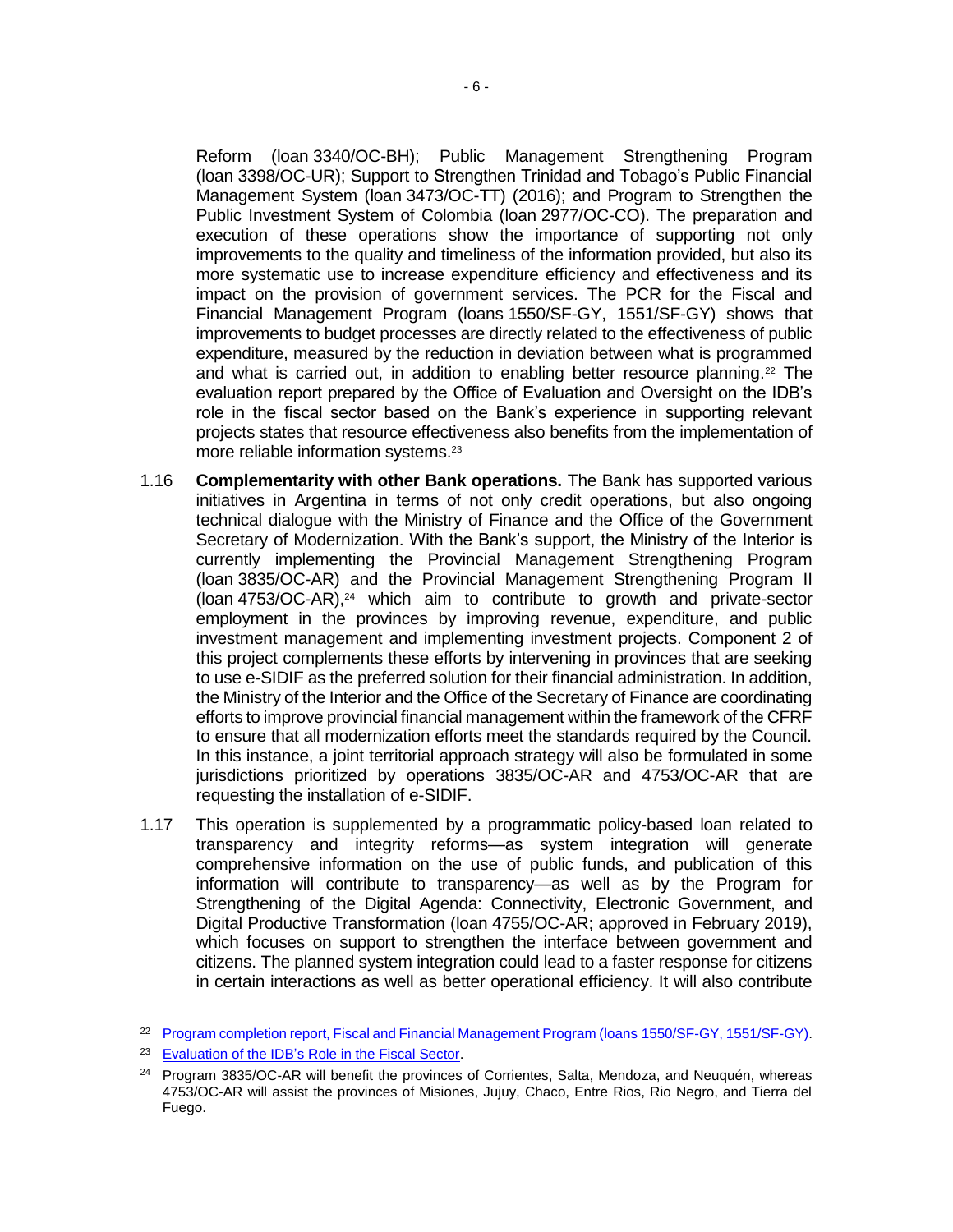Reform (loan 3340/OC-BH); Public Management Strengthening Program (loan 3398/OC-UR); Support to Strengthen Trinidad and Tobago's Public Financial Management System (loan 3473/OC-TT) (2016); and Program to Strengthen the Public Investment System of Colombia (loan 2977/OC-CO). The preparation and execution of these operations show the importance of supporting not only improvements to the quality and timeliness of the information provided, but also its more systematic use to increase expenditure efficiency and effectiveness and its impact on the provision of government services. The PCR for the Fiscal and Financial Management Program (loans 1550/SF-GY, 1551/SF-GY) shows that improvements to budget processes are directly related to the effectiveness of public expenditure, measured by the reduction in deviation between what is programmed and what is carried out, in addition to enabling better resource planning.[22] The evaluation report prepared by the Office of Evaluation and Oversight on the IDB's role in the fiscal sector based on the Bank's experience in supporting relevant projects states that resource effectiveness also benefits from the implementation of more reliable information systems.[23]

1.16 **Complementarity with other Bank operations.** The Bank has supported various initiatives in Argentina in terms of not only credit operations, but also ongoing technical dialogue with the Ministry of Finance and the Office of the Government Secretary of Modernization. With the Bank's support, the Ministry of the Interior is currently implementing the Provincial Management Strengthening Program (loan 3835/OC-AR) and the Provincial Management Strengthening Program II (loan 4753/OC-AR),[24] which aim to contribute to growth and private-sector employment in the provinces by improving revenue, expenditure, and public investment management and implementing investment projects. Component 2 of this project complements these efforts by intervening in provinces that are seeking to use e-SIDIF as the preferred solution for their financial administration. In addition, the Ministry of the Interior and the Office of the Secretary of Finance are coordinating efforts to improve provincial financial management within the framework of the CFRF to ensure that all modernization efforts meet the standards required by the Council. In this instance, a joint territorial approach strategy will also be formulated in some jurisdictions prioritized by operations 3835/OC-AR and 4753/OC-AR that are requesting the installation of e-SIDIF.

1.17 This operation is supplemented by a programmatic policy-based loan related to transparency and integrity reforms—as system integration will generate comprehensive information on the use of public funds, and publication of this information will contribute to transparency—as well as by the Program for Strengthening of the Digital Agenda: Connectivity, Electronic Government, and Digital Productive Transformation (loan 4755/OC-AR; approved in February 2019), which focuses on support to strengthen the interface between government and citizens. The planned system integration could lead to a faster response for citizens in certain interactions as well as better operational efficiency. It will also contribute

---

[22] Program completion report, Fiscal and Financial Management Program (loans 1550/SF-GY, 1551/SF-GY).

[23] Evaluation of the IDB's Role in the Fiscal Sector.

[24] Program 3835/OC-AR will benefit the provinces of Corrientes, Salta, Mendoza, and Neuquén, whereas 4753/OC-AR will assist the provinces of Misiones, Jujuy, Chaco, Entre Rios, Rio Negro, and Tierra del Fuego.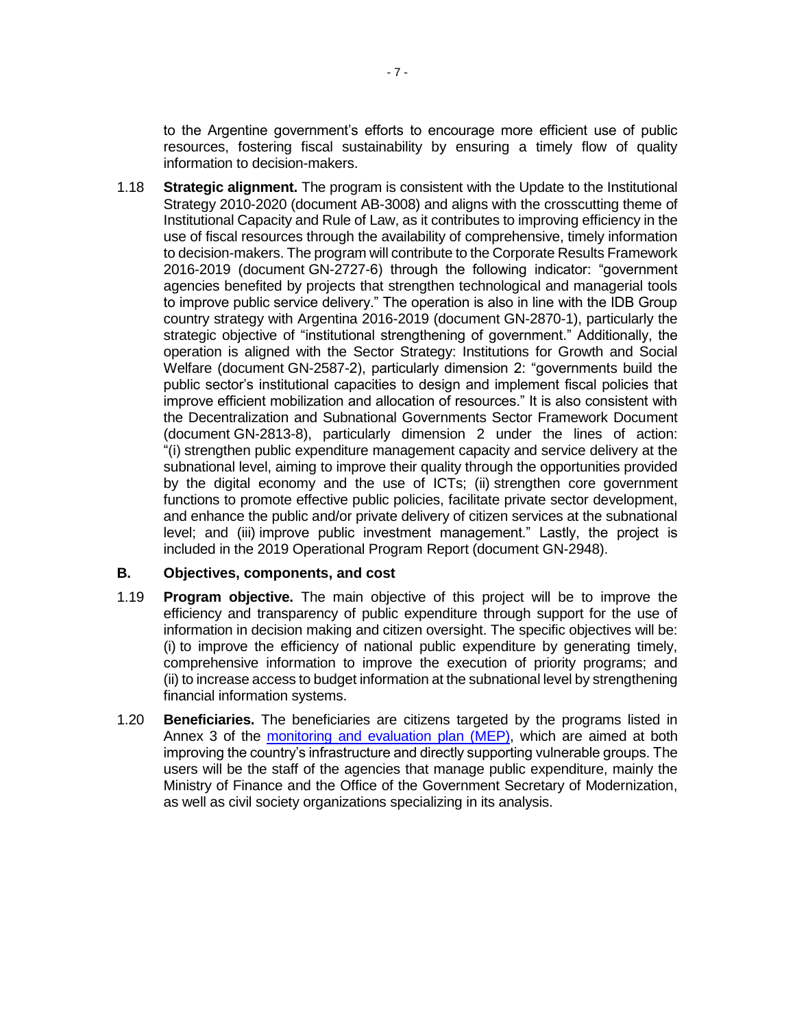to the Argentine government's efforts to encourage more efficient use of public resources, fostering fiscal sustainability by ensuring a timely flow of quality information to decision-makers.

1.18 **Strategic alignment.** The program is consistent with the Update to the Institutional Strategy 2010-2020 (document AB-3008) and aligns with the crosscutting theme of Institutional Capacity and Rule of Law, as it contributes to improving efficiency in the use of fiscal resources through the availability of comprehensive, timely information to decision-makers. The program will contribute to the Corporate Results Framework 2016-2019 (document GN-2727-6) through the following indicator: "government agencies benefited by projects that strengthen technological and managerial tools to improve public service delivery." The operation is also in line with the IDB Group country strategy with Argentina 2016-2019 (document GN-2870-1), particularly the strategic objective of "institutional strengthening of government." Additionally, the operation is aligned with the Sector Strategy: Institutions for Growth and Social Welfare (document GN-2587-2), particularly dimension 2: "governments build the public sector's institutional capacities to design and implement fiscal policies that improve efficient mobilization and allocation of resources." It is also consistent with the Decentralization and Subnational Governments Sector Framework Document (document GN-2813-8), particularly dimension 2 under the lines of action: "(i) strengthen public expenditure management capacity and service delivery at the subnational level, aiming to improve their quality through the opportunities provided by the digital economy and the use of ICTs; (ii) strengthen core government functions to promote effective public policies, facilitate private sector development, and enhance the public and/or private delivery of citizen services at the subnational level; and (iii) improve public investment management." Lastly, the project is included in the 2019 Operational Program Report (document GN-2948).

## B. Objectives, components, and cost

1.19 **Program objective.** The main objective of this project will be to improve the efficiency and transparency of public expenditure through support for the use of information in decision making and citizen oversight. The specific objectives will be: (i) to improve the efficiency of national public expenditure by generating timely, comprehensive information to improve the execution of priority programs; and (ii) to increase access to budget information at the subnational level by strengthening financial information systems.

1.20 **Beneficiaries.** The beneficiaries are citizens targeted by the programs listed in Annex 3 of the monitoring and evaluation plan (MEP), which are aimed at both improving the country's infrastructure and directly supporting vulnerable groups. The users will be the staff of the agencies that manage public expenditure, mainly the Ministry of Finance and the Office of the Government Secretary of Modernization, as well as civil society organizations specializing in its analysis.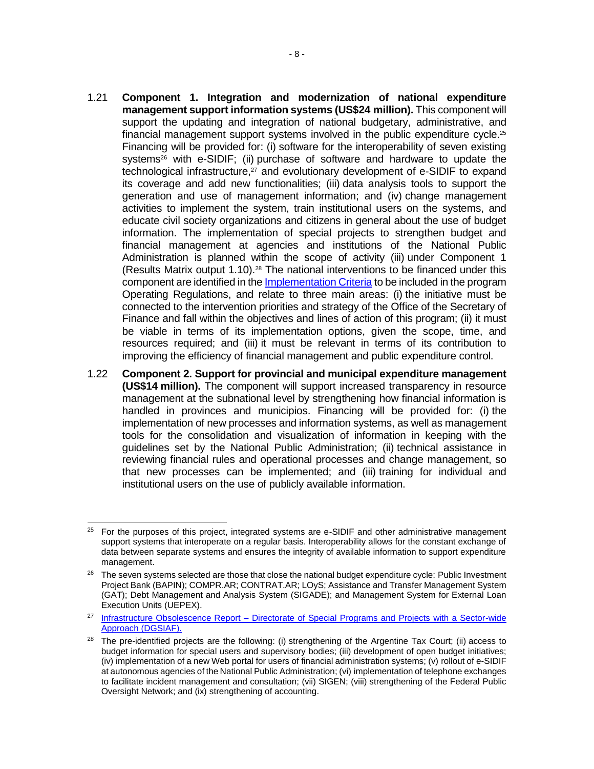1.21 **Component 1. Integration and modernization of national expenditure management support information systems (US$24 million).** This component will support the updating and integration of national budgetary, administrative, and financial management support systems involved in the public expenditure cycle.[25] Financing will be provided for: (i) software for the interoperability of seven existing systems[26] with e-SIDIF; (ii) purchase of software and hardware to update the technological infrastructure,[27] and evolutionary development of e-SIDIF to expand its coverage and add new functionalities; (iii) data analysis tools to support the generation and use of management information; and (iv) change management activities to implement the system, train institutional users on the systems, and educate civil society organizations and citizens in general about the use of budget information. The implementation of special projects to strengthen budget and financial management at agencies and institutions of the National Public Administration is planned within the scope of activity (iii) under Component 1 (Results Matrix output 1.10).[28] The national interventions to be financed under this component are identified in the Implementation Criteria to be included in the program Operating Regulations, and relate to three main areas: (i) the initiative must be connected to the intervention priorities and strategy of the Office of the Secretary of Finance and fall within the objectives and lines of action of this program; (ii) it must be viable in terms of its implementation options, given the scope, time, and resources required; and (iii) it must be relevant in terms of its contribution to improving the efficiency of financial management and public expenditure control.

1.22 **Component 2. Support for provincial and municipal expenditure management (US$14 million).** The component will support increased transparency in resource management at the subnational level by strengthening how financial information is handled in provinces and municipios. Financing will be provided for: (i) the implementation of new processes and information systems, as well as management tools for the consolidation and visualization of information in keeping with the guidelines set by the National Public Administration; (ii) technical assistance in reviewing financial rules and operational processes and change management, so that new processes can be implemented; and (iii) training for individual and institutional users on the use of publicly available information.

---

[25] For the purposes of this project, integrated systems are e-SIDIF and other administrative management support systems that interoperate on a regular basis. Interoperability allows for the constant exchange of data between separate systems and ensures the integrity of available information to support expenditure management.

[26] The seven systems selected are those that close the national budget expenditure cycle: Public Investment Project Bank (BAPIN); COMPR.AR; CONTRAT.AR; LOyS; Assistance and Transfer Management System (GAT); Debt Management and Analysis System (SIGADE); and Management System for External Loan Execution Units (UEPEX).

[27] Infrastructure Obsolescence Report – Directorate of Special Programs and Projects with a Sector-wide Approach (DGSIAF).

[28] The pre-identified projects are the following: (i) strengthening of the Argentine Tax Court; (ii) access to budget information for special users and supervisory bodies; (iii) development of open budget initiatives; (iv) implementation of a new Web portal for users of financial administration systems; (v) rollout of e-SIDIF at autonomous agencies of the National Public Administration; (vi) implementation of telephone exchanges to facilitate incident management and consultation; (vii) SIGEN; (viii) strengthening of the Federal Public Oversight Network; and (ix) strengthening of accounting.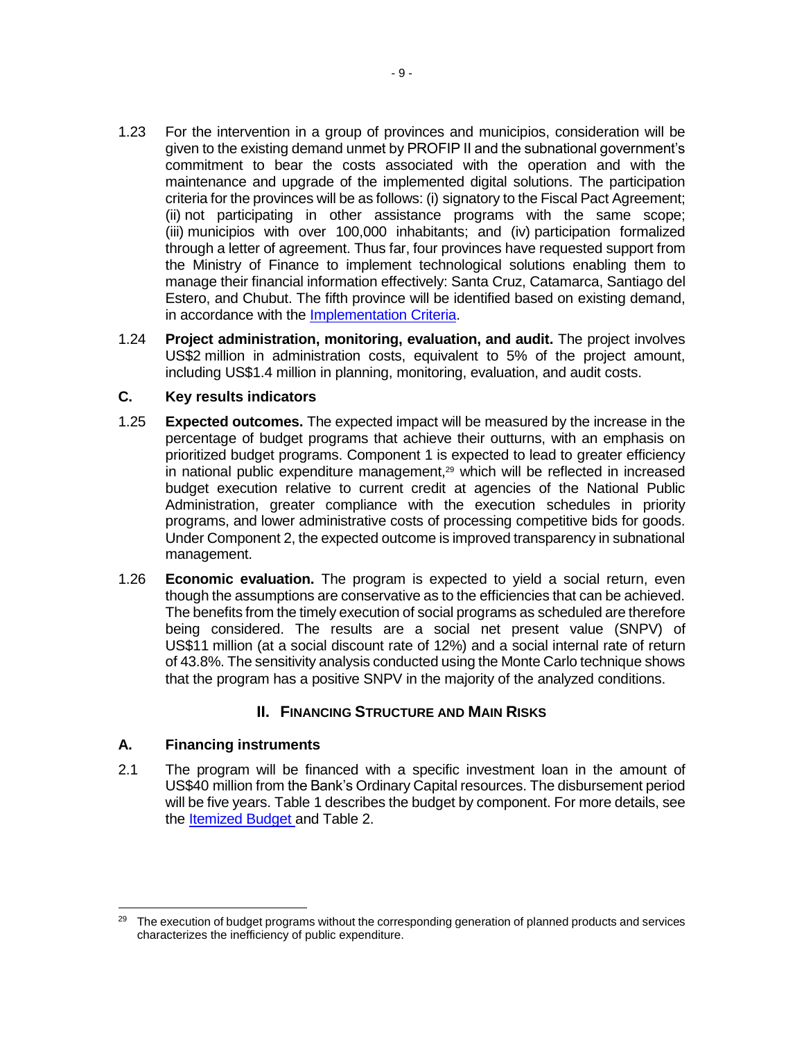1.23 For the intervention in a group of provinces and municipios, consideration will be given to the existing demand unmet by PROFIP II and the subnational government's commitment to bear the costs associated with the operation and with the maintenance and upgrade of the implemented digital solutions. The participation criteria for the provinces will be as follows: (i) signatory to the Fiscal Pact Agreement; (ii) not participating in other assistance programs with the same scope; (iii) municipios with over 100,000 inhabitants; and (iv) participation formalized through a letter of agreement. Thus far, four provinces have requested support from the Ministry of Finance to implement technological solutions enabling them to manage their financial information effectively: Santa Cruz, Catamarca, Santiago del Estero, and Chubut. The fifth province will be identified based on existing demand, in accordance with the Implementation Criteria.

1.24 **Project administration, monitoring, evaluation, and audit.** The project involves US$2 million in administration costs, equivalent to 5% of the project amount, including US$1.4 million in planning, monitoring, evaluation, and audit costs.

### C. Key results indicators

1.25 **Expected outcomes.** The expected impact will be measured by the increase in the percentage of budget programs that achieve their outturns, with an emphasis on prioritized budget programs. Component 1 is expected to lead to greater efficiency in national public expenditure management,[29] which will be reflected in increased budget execution relative to current credit at agencies of the National Public Administration, greater compliance with the execution schedules in priority programs, and lower administrative costs of processing competitive bids for goods. Under Component 2, the expected outcome is improved transparency in subnational management.

1.26 **Economic evaluation.** The program is expected to yield a social return, even though the assumptions are conservative as to the efficiencies that can be achieved. The benefits from the timely execution of social programs as scheduled are therefore being considered. The results are a social net present value (SNPV) of US$11 million (at a social discount rate of 12%) and a social internal rate of return of 43.8%. The sensitivity analysis conducted using the Monte Carlo technique shows that the program has a positive SNPV in the majority of the analyzed conditions.

## II. Financing Structure and Main Risks

### A. Financing instruments

2.1 The program will be financed with a specific investment loan in the amount of US$40 million from the Bank's Ordinary Capital resources. The disbursement period will be five years. Table 1 describes the budget by component. For more details, see the Itemized Budget and Table 2.

---

[29] The execution of budget programs without the corresponding generation of planned products and services characterizes the inefficiency of public expenditure.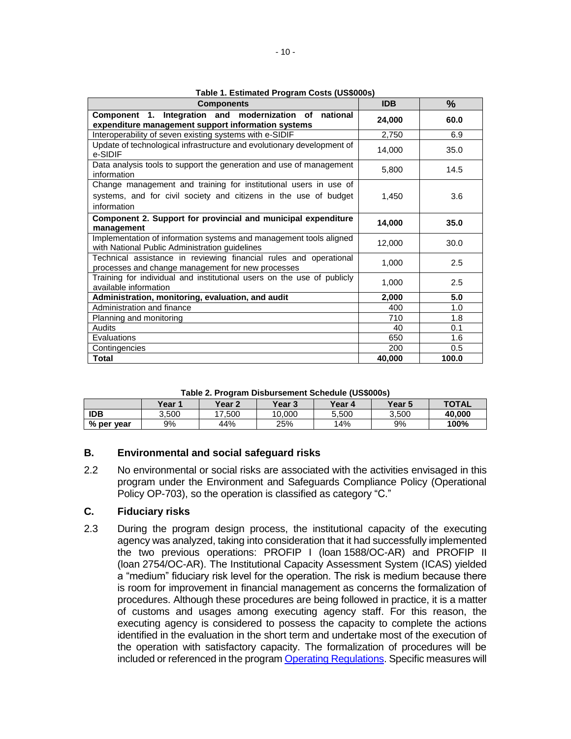**Table 1. Estimated Program Costs (US$000s)**

| Components | IDB | % |
|---|---|---|
| **Component 1. Integration and modernization of national expenditure management support information systems** | **24,000** | **60.0** |
| Interoperability of seven existing systems with e-SIDIF | 2,750 | 6.9 |
| Update of technological infrastructure and evolutionary development of e-SIDIF | 14,000 | 35.0 |
| Data analysis tools to support the generation and use of management information | 5,800 | 14.5 |
| Change management and training for institutional users in use of systems, and for civil society and citizens in the use of budget information | 1,450 | 3.6 |
| **Component 2. Support for provincial and municipal expenditure management** | **14,000** | **35.0** |
| Implementation of information systems and management tools aligned with National Public Administration guidelines | 12,000 | 30.0 |
| Technical assistance in reviewing financial rules and operational processes and change management for new processes | 1,000 | 2.5 |
| Training for individual and institutional users on the use of publicly available information | 1,000 | 2.5 |
| **Administration, monitoring, evaluation, and audit** | **2,000** | **5.0** |
| Administration and finance | 400 | 1.0 |
| Planning and monitoring | 710 | 1.8 |
| Audits | 40 | 0.1 |
| Evaluations | 650 | 1.6 |
| Contingencies | 200 | 0.5 |
| **Total** | **40,000** | **100.0** |

**Table 2. Program Disbursement Schedule (US$000s)**

| | Year 1 | Year 2 | Year 3 | Year 4 | Year 5 | TOTAL |
|---|---|---|---|---|---|---|
| **IDB** | 3,500 | 17,500 | 10,000 | 5,500 | 3,500 | **40,000** |
| **% per year** | 9% | 44% | 25% | 14% | 9% | **100%** |

## B. Environmental and social safeguard risks

2.2 No environmental or social risks are associated with the activities envisaged in this program under the Environment and Safeguards Compliance Policy (Operational Policy OP-703), so the operation is classified as category "C."

## C. Fiduciary risks

2.3 During the program design process, the institutional capacity of the executing agency was analyzed, taking into consideration that it had successfully implemented the two previous operations: PROFIP I (loan 1588/OC-AR) and PROFIP II (loan 2754/OC-AR). The Institutional Capacity Assessment System (ICAS) yielded a "medium" fiduciary risk level for the operation. The risk is medium because there is room for improvement in financial management as concerns the formalization of procedures. Although these procedures are being followed in practice, it is a matter of customs and usages among executing agency staff. For this reason, the executing agency is considered to possess the capacity to complete the actions identified in the evaluation in the short term and undertake most of the execution of the operation with satisfactory capacity. The formalization of procedures will be included or referenced in the program Operating Regulations. Specific measures will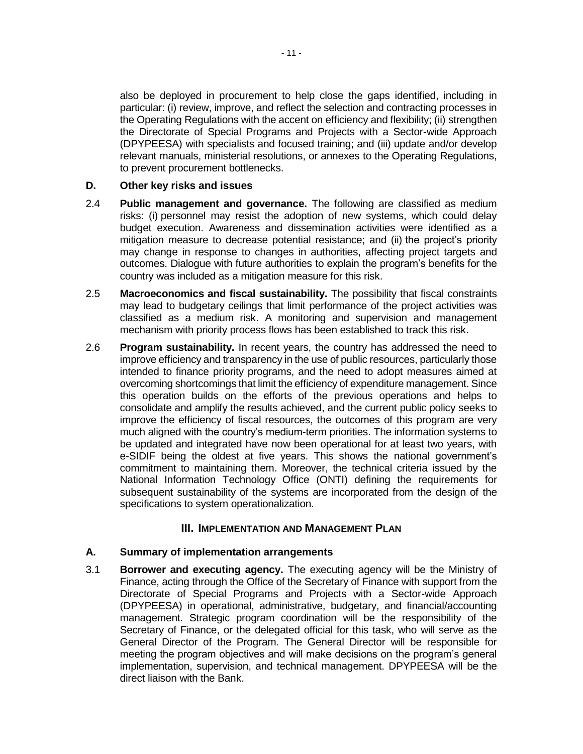also be deployed in procurement to help close the gaps identified, including in particular: (i) review, improve, and reflect the selection and contracting processes in the Operating Regulations with the accent on efficiency and flexibility; (ii) strengthen the Directorate of Special Programs and Projects with a Sector-wide Approach (DPYPEESA) with specialists and focused training; and (iii) update and/or develop relevant manuals, ministerial resolutions, or annexes to the Operating Regulations, to prevent procurement bottlenecks.

### D. Other key risks and issues

2.4 **Public management and governance.** The following are classified as medium risks: (i) personnel may resist the adoption of new systems, which could delay budget execution. Awareness and dissemination activities were identified as a mitigation measure to decrease potential resistance; and (ii) the project's priority may change in response to changes in authorities, affecting project targets and outcomes. Dialogue with future authorities to explain the program's benefits for the country was included as a mitigation measure for this risk.

2.5 **Macroeconomics and fiscal sustainability.** The possibility that fiscal constraints may lead to budgetary ceilings that limit performance of the project activities was classified as a medium risk. A monitoring and supervision and management mechanism with priority process flows has been established to track this risk.

2.6 **Program sustainability.** In recent years, the country has addressed the need to improve efficiency and transparency in the use of public resources, particularly those intended to finance priority programs, and the need to adopt measures aimed at overcoming shortcomings that limit the efficiency of expenditure management. Since this operation builds on the efforts of the previous operations and helps to consolidate and amplify the results achieved, and the current public policy seeks to improve the efficiency of fiscal resources, the outcomes of this program are very much aligned with the country's medium-term priorities. The information systems to be updated and integrated have now been operational for at least two years, with e-SIDIF being the oldest at five years. This shows the national government's commitment to maintaining them. Moreover, the technical criteria issued by the National Information Technology Office (ONTI) defining the requirements for subsequent sustainability of the systems are incorporated from the design of the specifications to system operationalization.

## III. IMPLEMENTATION AND MANAGEMENT PLAN

### A. Summary of implementation arrangements

3.1 **Borrower and executing agency.** The executing agency will be the Ministry of Finance, acting through the Office of the Secretary of Finance with support from the Directorate of Special Programs and Projects with a Sector-wide Approach (DPYPEESA) in operational, administrative, budgetary, and financial/accounting management. Strategic program coordination will be the responsibility of the Secretary of Finance, or the delegated official for this task, who will serve as the General Director of the Program. The General Director will be responsible for meeting the program objectives and will make decisions on the program's general implementation, supervision, and technical management. DPYPEESA will be the direct liaison with the Bank.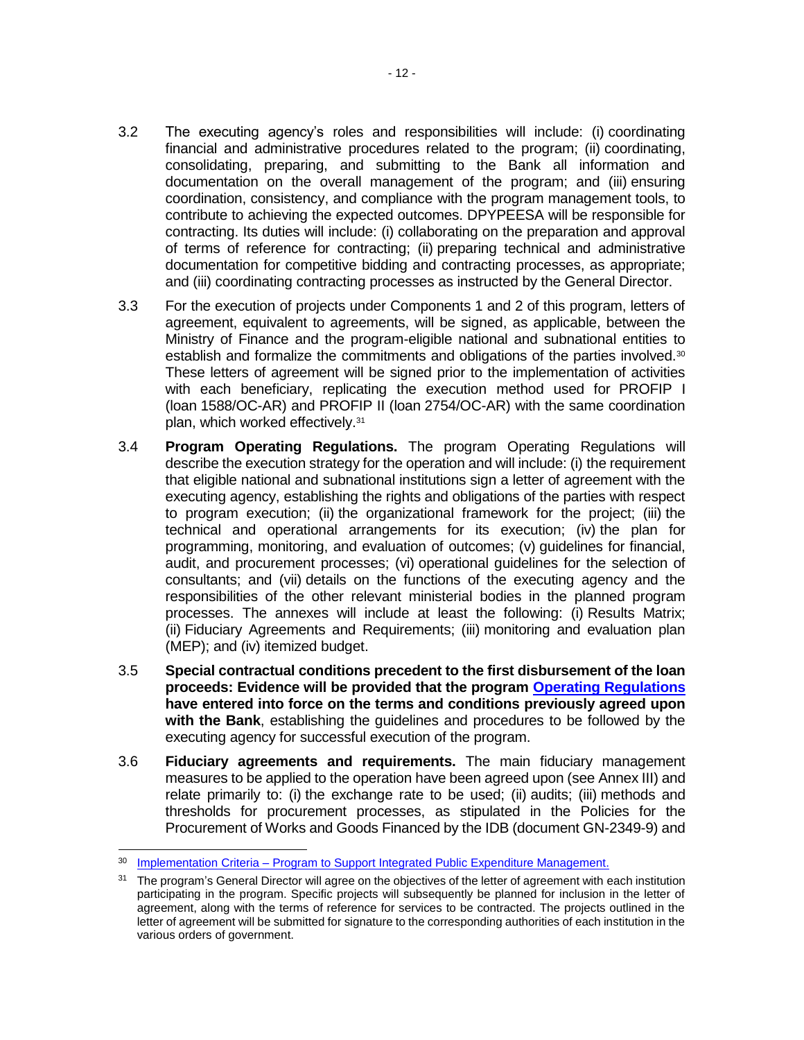3.2 The executing agency's roles and responsibilities will include: (i) coordinating financial and administrative procedures related to the program; (ii) coordinating, consolidating, preparing, and submitting to the Bank all information and documentation on the overall management of the program; and (iii) ensuring coordination, consistency, and compliance with the program management tools, to contribute to achieving the expected outcomes. DPYPEESA will be responsible for contracting. Its duties will include: (i) collaborating on the preparation and approval of terms of reference for contracting; (ii) preparing technical and administrative documentation for competitive bidding and contracting processes, as appropriate; and (iii) coordinating contracting processes as instructed by the General Director.

3.3 For the execution of projects under Components 1 and 2 of this program, letters of agreement, equivalent to agreements, will be signed, as applicable, between the Ministry of Finance and the program-eligible national and subnational entities to establish and formalize the commitments and obligations of the parties involved.[30] These letters of agreement will be signed prior to the implementation of activities with each beneficiary, replicating the execution method used for PROFIP I (loan 1588/OC-AR) and PROFIP II (loan 2754/OC-AR) with the same coordination plan, which worked effectively.[31]

3.4 **Program Operating Regulations.** The program Operating Regulations will describe the execution strategy for the operation and will include: (i) the requirement that eligible national and subnational institutions sign a letter of agreement with the executing agency, establishing the rights and obligations of the parties with respect to program execution; (ii) the organizational framework for the project; (iii) the technical and operational arrangements for its execution; (iv) the plan for programming, monitoring, and evaluation of outcomes; (v) guidelines for financial, audit, and procurement processes; (vi) operational guidelines for the selection of consultants; and (vii) details on the functions of the executing agency and the responsibilities of the other relevant ministerial bodies in the planned program processes. The annexes will include at least the following: (i) Results Matrix; (ii) Fiduciary Agreements and Requirements; (iii) monitoring and evaluation plan (MEP); and (iv) itemized budget.

3.5 **Special contractual conditions precedent to the first disbursement of the loan proceeds: Evidence will be provided that the program Operating Regulations have entered into force on the terms and conditions previously agreed upon with the Bank**, establishing the guidelines and procedures to be followed by the executing agency for successful execution of the program.

3.6 **Fiduciary agreements and requirements.** The main fiduciary management measures to be applied to the operation have been agreed upon (see Annex III) and relate primarily to: (i) the exchange rate to be used; (ii) audits; (iii) methods and thresholds for procurement processes, as stipulated in the Policies for the Procurement of Works and Goods Financed by the IDB (document GN-2349-9) and

[30] Implementation Criteria – Program to Support Integrated Public Expenditure Management.

[31] The program's General Director will agree on the objectives of the letter of agreement with each institution participating in the program. Specific projects will subsequently be planned for inclusion in the letter of agreement, along with the terms of reference for services to be contracted. The projects outlined in the letter of agreement will be submitted for signature to the corresponding authorities of each institution in the various orders of government.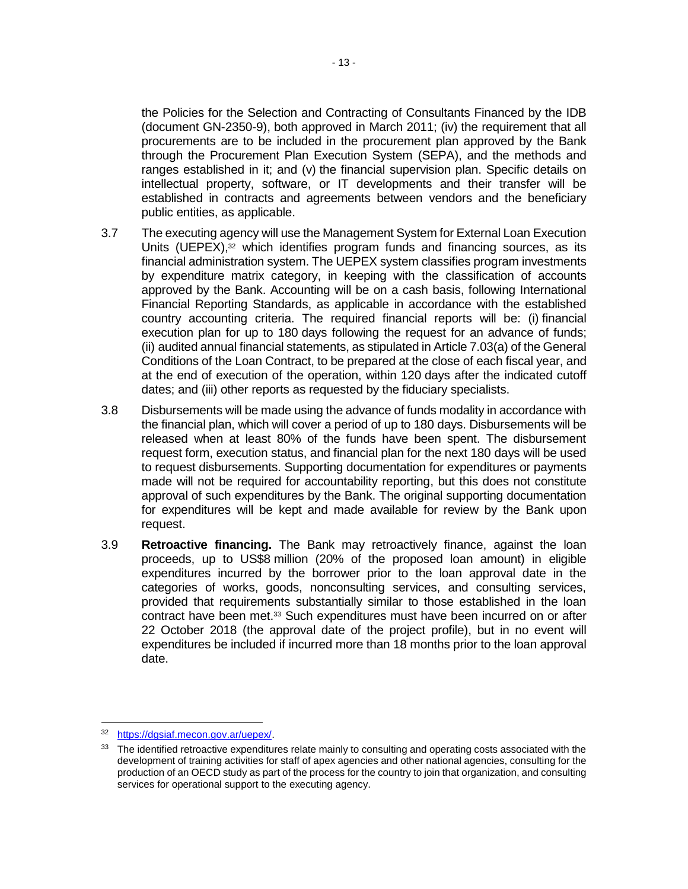the Policies for the Selection and Contracting of Consultants Financed by the IDB (document GN-2350-9), both approved in March 2011; (iv) the requirement that all procurements are to be included in the procurement plan approved by the Bank through the Procurement Plan Execution System (SEPA), and the methods and ranges established in it; and (v) the financial supervision plan. Specific details on intellectual property, software, or IT developments and their transfer will be established in contracts and agreements between vendors and the beneficiary public entities, as applicable.

3.7 The executing agency will use the Management System for External Loan Execution Units (UEPEX),[32] which identifies program funds and financing sources, as its financial administration system. The UEPEX system classifies program investments by expenditure matrix category, in keeping with the classification of accounts approved by the Bank. Accounting will be on a cash basis, following International Financial Reporting Standards, as applicable in accordance with the established country accounting criteria. The required financial reports will be: (i) financial execution plan for up to 180 days following the request for an advance of funds; (ii) audited annual financial statements, as stipulated in Article 7.03(a) of the General Conditions of the Loan Contract, to be prepared at the close of each fiscal year, and at the end of execution of the operation, within 120 days after the indicated cutoff dates; and (iii) other reports as requested by the fiduciary specialists.

3.8 Disbursements will be made using the advance of funds modality in accordance with the financial plan, which will cover a period of up to 180 days. Disbursements will be released when at least 80% of the funds have been spent. The disbursement request form, execution status, and financial plan for the next 180 days will be used to request disbursements. Supporting documentation for expenditures or payments made will not be required for accountability reporting, but this does not constitute approval of such expenditures by the Bank. The original supporting documentation for expenditures will be kept and made available for review by the Bank upon request.

3.9 **Retroactive financing.** The Bank may retroactively finance, against the loan proceeds, up to US$8 million (20% of the proposed loan amount) in eligible expenditures incurred by the borrower prior to the loan approval date in the categories of works, goods, nonconsulting services, and consulting services, provided that requirements substantially similar to those established in the loan contract have been met.[33] Such expenditures must have been incurred on or after 22 October 2018 (the approval date of the project profile), but in no event will expenditures be included if incurred more than 18 months prior to the loan approval date.

---

[32] https://dgsiaf.mecon.gov.ar/uepex/.

[33] The identified retroactive expenditures relate mainly to consulting and operating costs associated with the development of training activities for staff of apex agencies and other national agencies, consulting for the production of an OECD study as part of the process for the country to join that organization, and consulting services for operational support to the executing agency.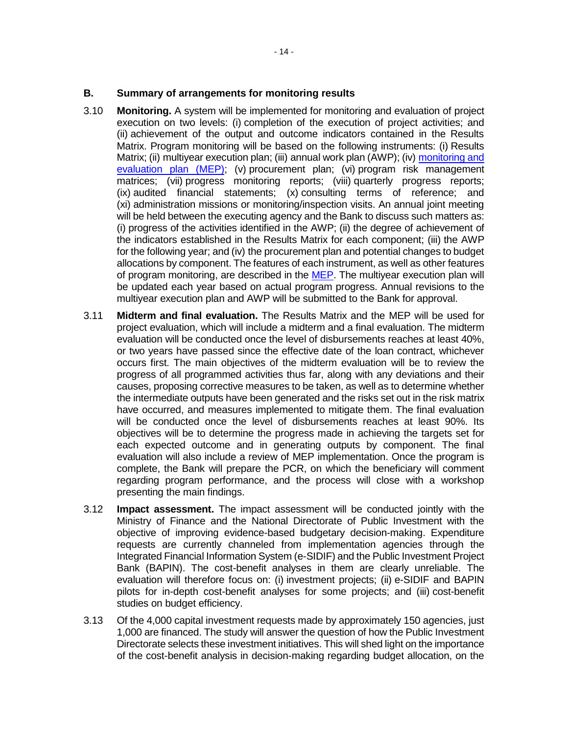## B. Summary of arrangements for monitoring results

3.10 **Monitoring.** A system will be implemented for monitoring and evaluation of project execution on two levels: (i) completion of the execution of project activities; and (ii) achievement of the output and outcome indicators contained in the Results Matrix. Program monitoring will be based on the following instruments: (i) Results Matrix; (ii) multiyear execution plan; (iii) annual work plan (AWP); (iv) monitoring and evaluation plan (MEP); (v) procurement plan; (vi) program risk management matrices; (vii) progress monitoring reports; (viii) quarterly progress reports; (ix) audited financial statements; (x) consulting terms of reference; and (xi) administration missions or monitoring/inspection visits. An annual joint meeting will be held between the executing agency and the Bank to discuss such matters as: (i) progress of the activities identified in the AWP; (ii) the degree of achievement of the indicators established in the Results Matrix for each component; (iii) the AWP for the following year; and (iv) the procurement plan and potential changes to budget allocations by component. The features of each instrument, as well as other features of program monitoring, are described in the MEP. The multiyear execution plan will be updated each year based on actual program progress. Annual revisions to the multiyear execution plan and AWP will be submitted to the Bank for approval.

3.11 **Midterm and final evaluation.** The Results Matrix and the MEP will be used for project evaluation, which will include a midterm and a final evaluation. The midterm evaluation will be conducted once the level of disbursements reaches at least 40%, or two years have passed since the effective date of the loan contract, whichever occurs first. The main objectives of the midterm evaluation will be to review the progress of all programmed activities thus far, along with any deviations and their causes, proposing corrective measures to be taken, as well as to determine whether the intermediate outputs have been generated and the risks set out in the risk matrix have occurred, and measures implemented to mitigate them. The final evaluation will be conducted once the level of disbursements reaches at least 90%. Its objectives will be to determine the progress made in achieving the targets set for each expected outcome and in generating outputs by component. The final evaluation will also include a review of MEP implementation. Once the program is complete, the Bank will prepare the PCR, on which the beneficiary will comment regarding program performance, and the process will close with a workshop presenting the main findings.

3.12 **Impact assessment.** The impact assessment will be conducted jointly with the Ministry of Finance and the National Directorate of Public Investment with the objective of improving evidence-based budgetary decision-making. Expenditure requests are currently channeled from implementation agencies through the Integrated Financial Information System (e-SIDIF) and the Public Investment Project Bank (BAPIN). The cost-benefit analyses in them are clearly unreliable. The evaluation will therefore focus on: (i) investment projects; (ii) e-SIDIF and BAPIN pilots for in-depth cost-benefit analyses for some projects; and (iii) cost-benefit studies on budget efficiency.

3.13 Of the 4,000 capital investment requests made by approximately 150 agencies, just 1,000 are financed. The study will answer the question of how the Public Investment Directorate selects these investment initiatives. This will shed light on the importance of the cost-benefit analysis in decision-making regarding budget allocation, on the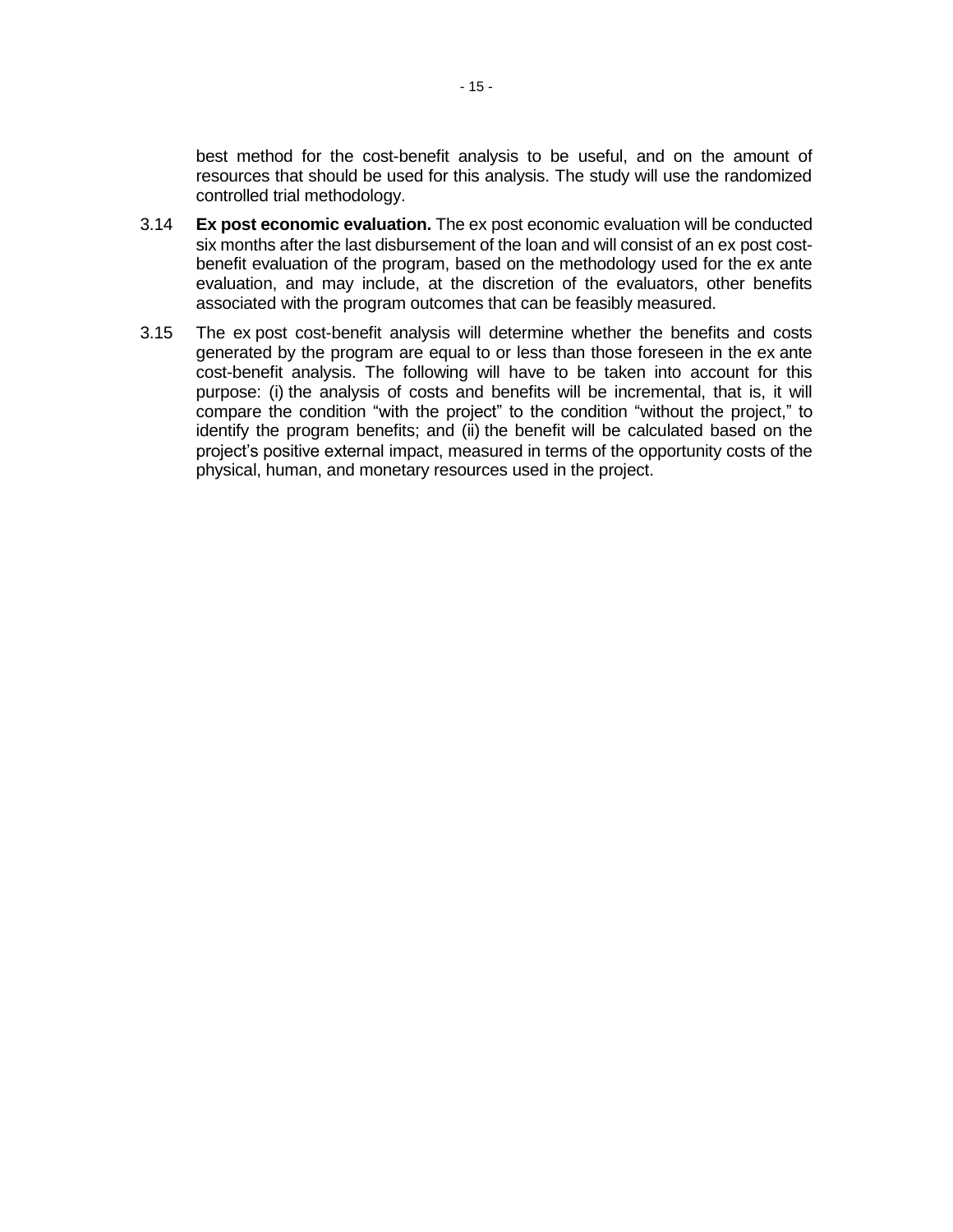best method for the cost-benefit analysis to be useful, and on the amount of resources that should be used for this analysis. The study will use the randomized controlled trial methodology.

3.14 **Ex post economic evaluation.** The ex post economic evaluation will be conducted six months after the last disbursement of the loan and will consist of an ex post cost-benefit evaluation of the program, based on the methodology used for the ex ante evaluation, and may include, at the discretion of the evaluators, other benefits associated with the program outcomes that can be feasibly measured.

3.15 The ex post cost-benefit analysis will determine whether the benefits and costs generated by the program are equal to or less than those foreseen in the ex ante cost-benefit analysis. The following will have to be taken into account for this purpose: (i) the analysis of costs and benefits will be incremental, that is, it will compare the condition "with the project" to the condition "without the project," to identify the program benefits; and (ii) the benefit will be calculated based on the project's positive external impact, measured in terms of the opportunity costs of the physical, human, and monetary resources used in the project.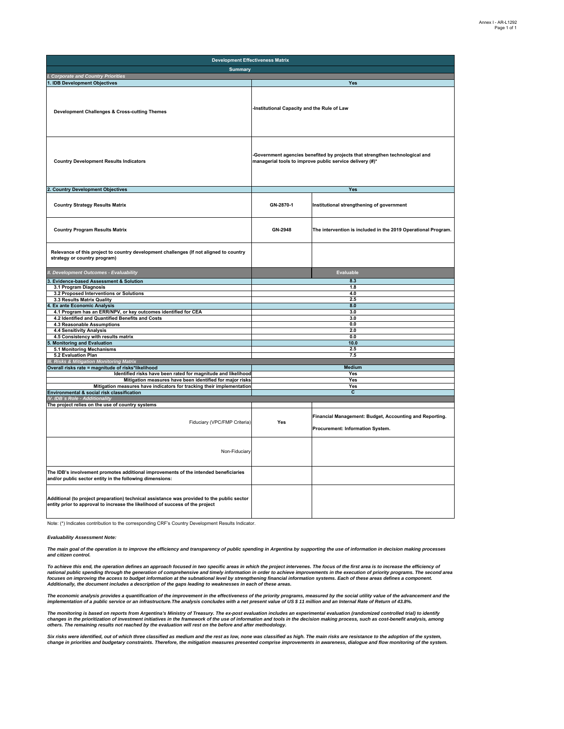Annex I - AR-L1292

| Development Effectiveness Matrix | | |
|---|---|---|
| **Summary** | | |
| *I. Corporate and Country Priorities* | | |
| **1. IDB Development Objectives** | **Yes** | |
| **Development Challenges & Cross-cutting Themes** | **-Institutional Capacity and the Rule of Law** | |
| **Country Development Results Indicators** | **-Government agencies benefited by projects that strengthen technological and managerial tools to improve public service delivery (#)*** | |
| **2. Country Development Objectives** | **Yes** | |
| **Country Strategy Results Matrix** | **GN-2870-1** | **Institutional strengthening of government** |
| **Country Program Results Matrix** | **GN-2948** | **The intervention is included in the 2019 Operational Program.** |
| **Relevance of this project to country development challenges (If not aligned to country strategy or country program)** | | |
| *II. Development Outcomes - Evaluability* | | **Evaluable** |
| **3. Evidence-based Assessment & Solution** | **8.3** | |
| **3.1 Program Diagnosis** | **1.8** | |
| **3.2 Proposed Interventions or Solutions** | **4.0** | |
| **3.3 Results Matrix Quality** | **2.5** | |
| **4. Ex ante Economic Analysis** | **8.0** | |
| **4.1 Program has an ERR/NPV, or key outcomes identified for CEA** | **3.0** | |
| **4.2 Identified and Quantified Benefits and Costs** | **3.0** | |
| **4.3 Reasonable Assumptions** | **0.0** | |
| **4.4 Sensitivity Analysis** | **2.0** | |
| **4.5 Consistency with results matrix** | **0.0** | |
| **5. Monitoring and Evaluation** | **10.0** | |
| **5.1 Monitoring Mechanisms** | **2.5** | |
| **5.2 Evaluation Plan** | **7.5** | |
| *III. Risks & Mitigation Monitoring Matrix* | | |
| **Overall risks rate = magnitude of risks*likelihood** | **Medium** | |
| **Identified risks have been rated for magnitude and likelihood** | **Yes** | |
| **Mitigation measures have been identified for major risks** | **Yes** | |
| **Mitigation measures have indicators for tracking their implementation** | **Yes** | |
| **Environmental & social risk classification** | **C** | |
| *IV. IDB´s Role - Additionality* | | |
| **The project relies on the use of country systems** | | |
| Fiduciary (VPC/FMP Criteria) | **Yes** | **Financial Management: Budget, Accounting and Reporting.**<br><br>**Procurement: Information System.** |
| Non-Fiduciary | | |
| **The IDB's involvement promotes additional improvements of the intended beneficiaries and/or public sector entity in the following dimensions:** | | |
| **Additional (to project preparation) technical assistance was provided to the public sector entity prior to approval to increase the likelihood of success of the project** | | |

Note: (*) Indicates contribution to the corresponding CRF's Country Development Results Indicator.

***Evaluability Assessment Note:***

***The main goal of the operation is to improve the efficiency and transparency of public spending in Argentina by supporting the use of information in decision making processes and citizen control.***

***To achieve this end, the operation defines an approach focused in two specific areas in which the project intervenes. The focus of the first area is to increase the efficiency of national public spending through the generation of comprehensive and timely information in order to achieve improvements in the execution of priority programs. The second area focuses on improving the access to budget information at the subnational level by strengthening financial information systems. Each of these areas defines a component. Additionally, the document includes a description of the gaps leading to weaknesses in each of these areas.***

***The economic analysis provides a quantification of the improvement in the effectiveness of the priority programs, measured by the social utility value of the advancement and the implementation of a public service or an infrastructure.The analysis concludes with a net present value of US $ 11 million and an Internal Rate of Return of 43.8%.***

***The monitoring is based on reports from Argentina's Ministry of Treasury. The ex-post evaluation includes an experimental evaluation (randomized controlled trial) to identify changes in the prioritization of investment initiatives in the framework of the use of information and tools in the decision making process, such as cost-benefit analysis, among others. The remaining results not reached by the evaluation will rest on the before and after methodology.***

***Six risks were identified, out of which three classified as medium and the rest as low, none was classified as high. The main risks are resistance to the adoption of the system, change in priorities and budgetary constraints. Therefore, the mitigation measures presented comprise improvements in awareness, dialogue and flow monitoring of the system.***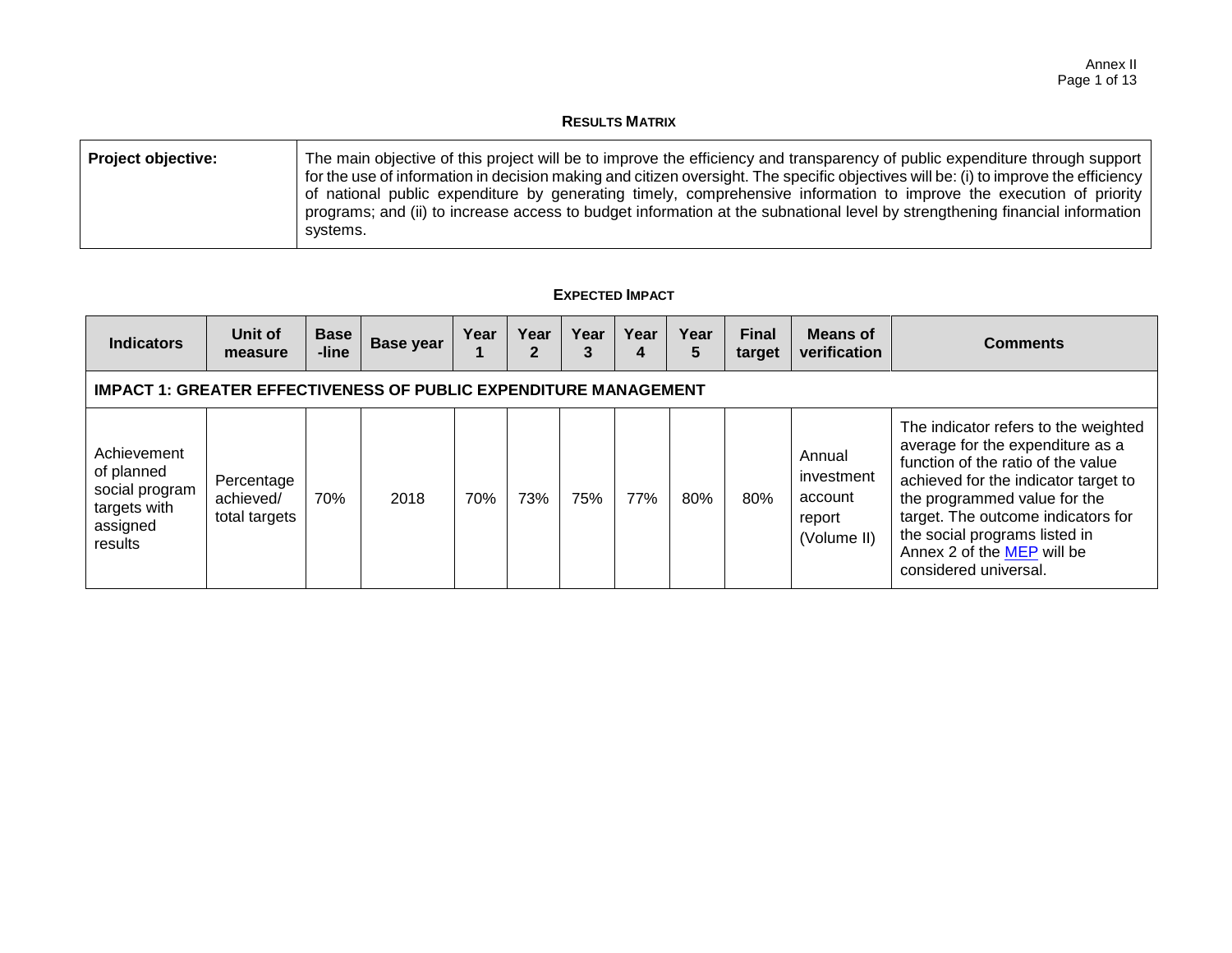## RESULTS MATRIX

| **Project objective:** | The main objective of this project will be to improve the efficiency and transparency of public expenditure through support for the use of information in decision making and citizen oversight. The specific objectives will be: (i) to improve the efficiency of national public expenditure by generating timely, comprehensive information to improve the execution of priority programs; and (ii) to increase access to budget information at the subnational level by strengthening financial information systems. |
|---|---|

## EXPECTED IMPACT

| Indicators | Unit of measure | Base-line | Base year | Year 1 | Year 2 | Year 3 | Year 4 | Year 5 | Final target | Means of verification | Comments |
|---|---|---|---|---|---|---|---|---|---|---|---|
| **IMPACT 1: GREATER EFFECTIVENESS OF PUBLIC EXPENDITURE MANAGEMENT** | | | | | | | | | | | |
| Achievement of planned social program targets with assigned results | Percentage achieved/ total targets | 70% | 2018 | 70% | 73% | 75% | 77% | 80% | 80% | Annual investment account report (Volume II) | The indicator refers to the weighted average for the expenditure as a function of the ratio of the value achieved for the indicator target to the programmed value for the target. The outcome indicators for the social programs listed in Annex 2 of the MEP will be considered universal. |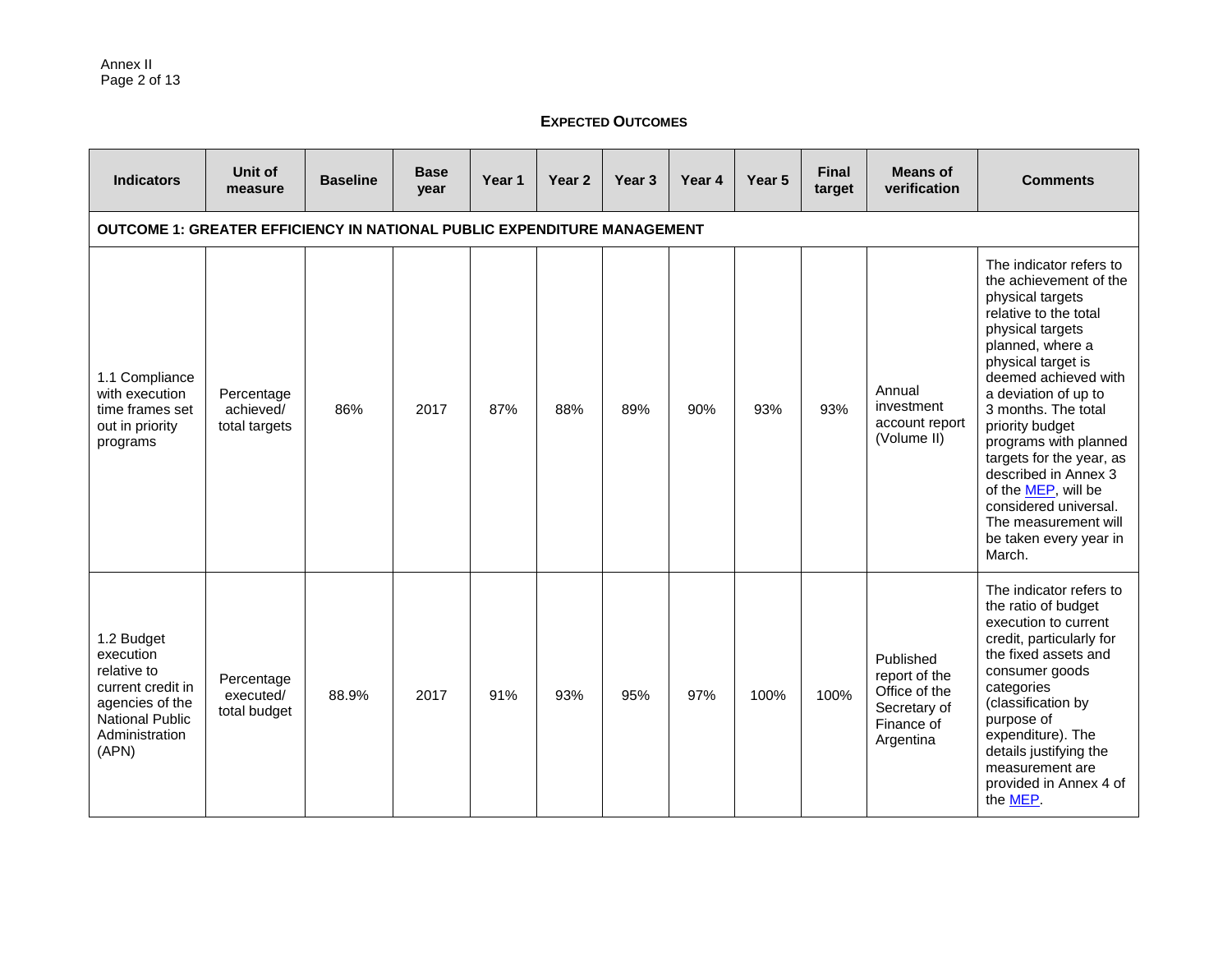## EXPECTED OUTCOMES

| Indicators | Unit of measure | Baseline | Base year | Year 1 | Year 2 | Year 3 | Year 4 | Year 5 | Final target | Means of verification | Comments |
|---|---|---|---|---|---|---|---|---|---|---|---|
| **OUTCOME 1: GREATER EFFICIENCY IN NATIONAL PUBLIC EXPENDITURE MANAGEMENT** | | | | | | | | | | | |
| 1.1 Compliance with execution time frames set out in priority programs | Percentage achieved/ total targets | 86% | 2017 | 87% | 88% | 89% | 90% | 93% | 93% | Annual investment account report (Volume II) | The indicator refers to the achievement of the physical targets relative to the total physical targets planned, where a physical target is deemed achieved with a deviation of up to 3 months. The total priority budget programs with planned targets for the year, as described in Annex 3 of the MEP, will be considered universal. The measurement will be taken every year in March. |
| 1.2 Budget execution relative to current credit in agencies of the National Public Administration (APN) | Percentage executed/ total budget | 88.9% | 2017 | 91% | 93% | 95% | 97% | 100% | 100% | Published report of the Office of the Secretary of Finance of Argentina | The indicator refers to the ratio of budget execution to current credit, particularly for the fixed assets and consumer goods categories (classification by purpose of expenditure). The details justifying the measurement are provided in Annex 4 of the MEP. |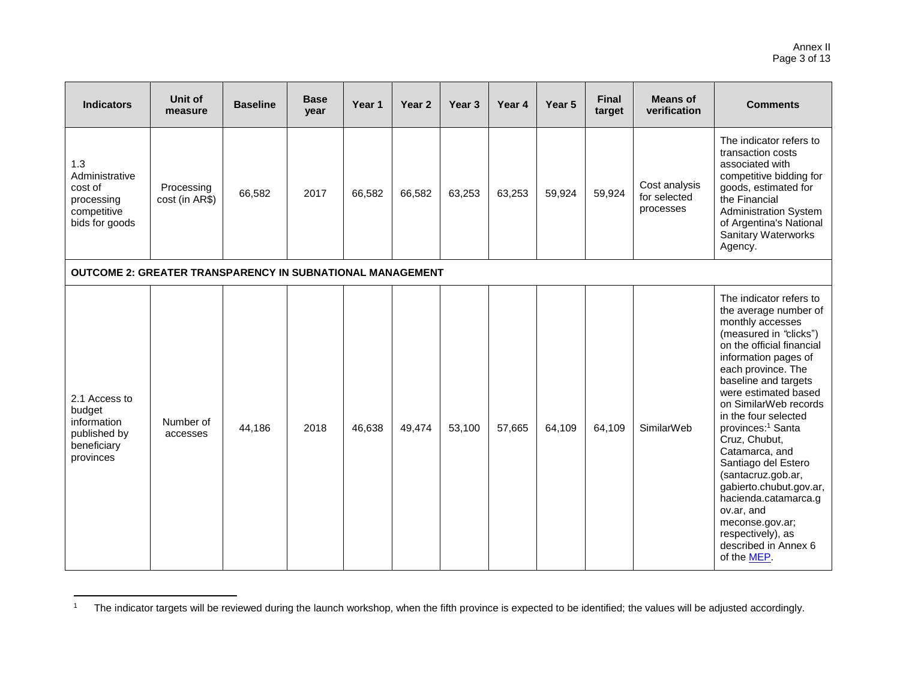| Indicators | Unit of measure | Baseline | Base year | Year 1 | Year 2 | Year 3 | Year 4 | Year 5 | Final target | Means of verification | Comments |
|---|---|---|---|---|---|---|---|---|---|---|---|
| 1.3 Administrative cost of processing competitive bids for goods | Processing cost (in AR$) | 66,582 | 2017 | 66,582 | 66,582 | 63,253 | 63,253 | 59,924 | 59,924 | Cost analysis for selected processes | The indicator refers to transaction costs associated with competitive bidding for goods, estimated for the Financial Administration System of Argentina's National Sanitary Waterworks Agency. |
| **OUTCOME 2: GREATER TRANSPARENCY IN SUBNATIONAL MANAGEMENT** | | | | | | | | | | | |
| 2.1 Access to budget information published by beneficiary provinces | Number of accesses | 44,186 | 2018 | 46,638 | 49,474 | 53,100 | 57,665 | 64,109 | 64,109 | SimilarWeb | The indicator refers to the average number of monthly accesses (measured in "clicks") on the official financial information pages of each province. The baseline and targets were estimated based on SimilarWeb records in the four selected provinces:[1] Santa Cruz, Chubut, Catamarca, and Santiago del Estero (santacruz.gob.ar, gabierto.chubut.gov.ar, hacienda.catamarca.gov.ar, and meconse.gov.ar; respectively), as described in Annex 6 of the MEP. |

[1] The indicator targets will be reviewed during the launch workshop, when the fifth province is expected to be identified; the values will be adjusted accordingly.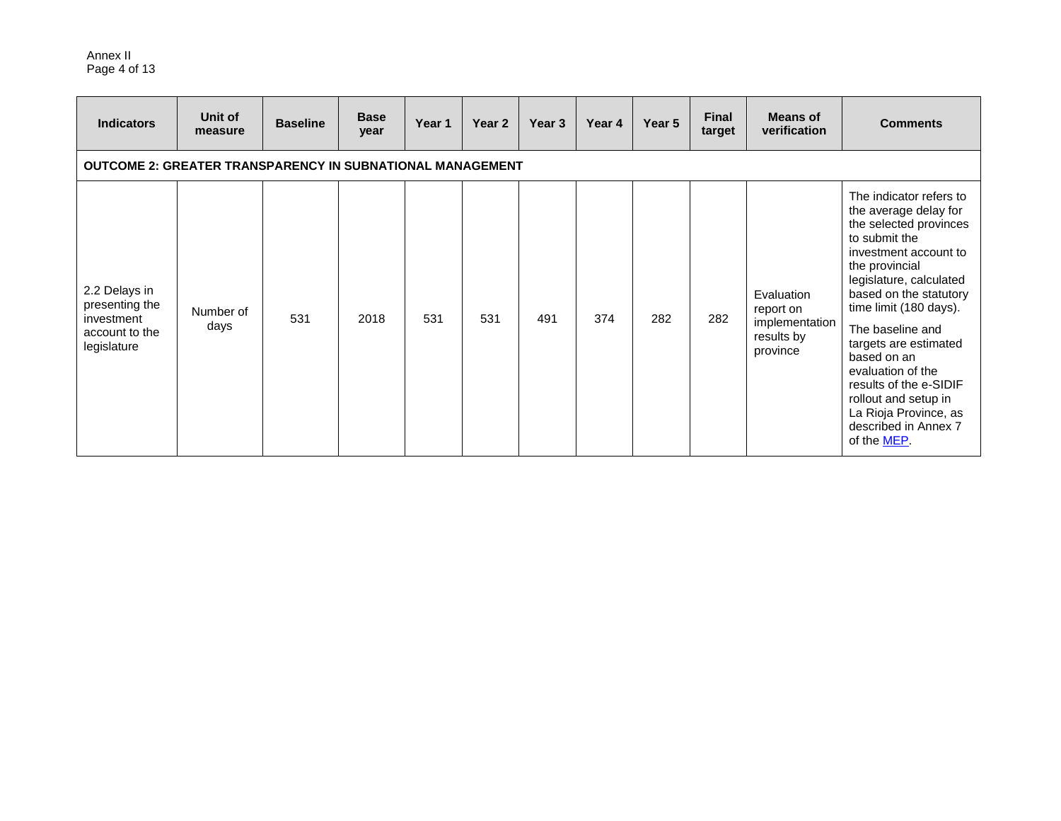| Indicators | Unit of measure | Baseline | Base year | Year 1 | Year 2 | Year 3 | Year 4 | Year 5 | Final target | Means of verification | Comments |
|---|---|---|---|---|---|---|---|---|---|---|---|
| **OUTCOME 2: GREATER TRANSPARENCY IN SUBNATIONAL MANAGEMENT** | | | | | | | | | | | |
| 2.2 Delays in presenting the investment account to the legislature | Number of days | 531 | 2018 | 531 | 531 | 491 | 374 | 282 | 282 | Evaluation report on implementation results by province | The indicator refers to the average delay for the selected provinces to submit the investment account to the provincial legislature, calculated based on the statutory time limit (180 days). The baseline and targets are estimated based on an evaluation of the results of the e-SIDIF rollout and setup in La Rioja Province, as described in Annex 7 of the MEP. |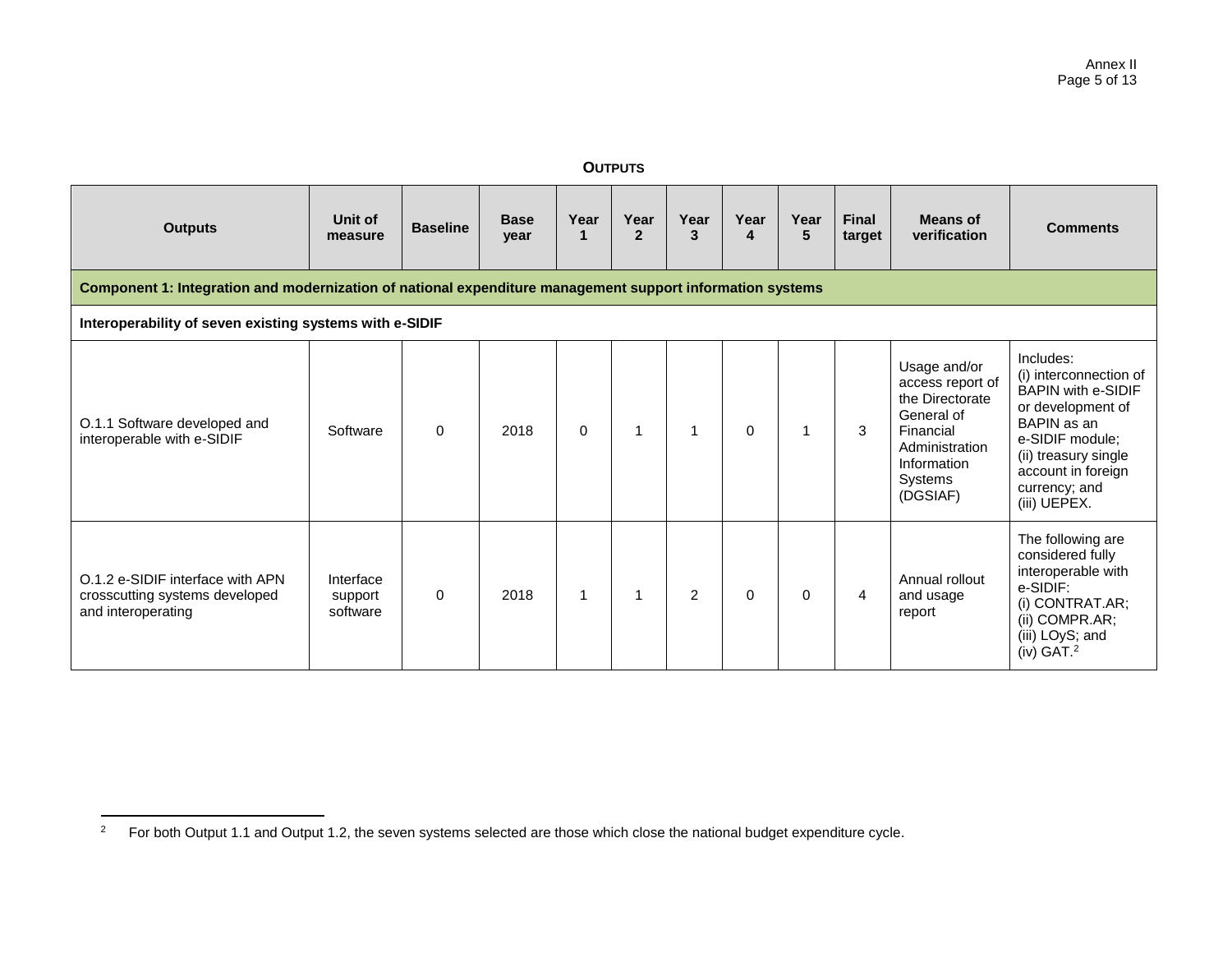**OUTPUTS**

| Outputs | Unit of measure | Baseline | Base year | Year 1 | Year 2 | Year 3 | Year 4 | Year 5 | Final target | Means of verification | Comments |
|---|---|---|---|---|---|---|---|---|---|---|---|
| **Component 1: Integration and modernization of national expenditure management support information systems** | | | | | | | | | | | |
| **Interoperability of seven existing systems with e-SIDIF** | | | | | | | | | | | |
| O.1.1 Software developed and interoperable with e-SIDIF | Software | 0 | 2018 | 0 | 1 | 1 | 0 | 1 | 3 | Usage and/or access report of the Directorate General of Financial Administration Information Systems (DGSIAF) | Includes: (i) interconnection of BAPIN with e-SIDIF or development of BAPIN as an e-SIDIF module; (ii) treasury single account in foreign currency; and (iii) UEPEX. |
| O.1.2 e-SIDIF interface with APN crosscutting systems developed and interoperating | Interface support software | 0 | 2018 | 1 | 1 | 2 | 0 | 0 | 4 | Annual rollout and usage report | The following are considered fully interoperable with e-SIDIF: (i) CONTRAT.AR; (ii) COMPR.AR; (iii) LOyS; and (iv) GAT.[2] |

[2] For both Output 1.1 and Output 1.2, the seven systems selected are those which close the national budget expenditure cycle.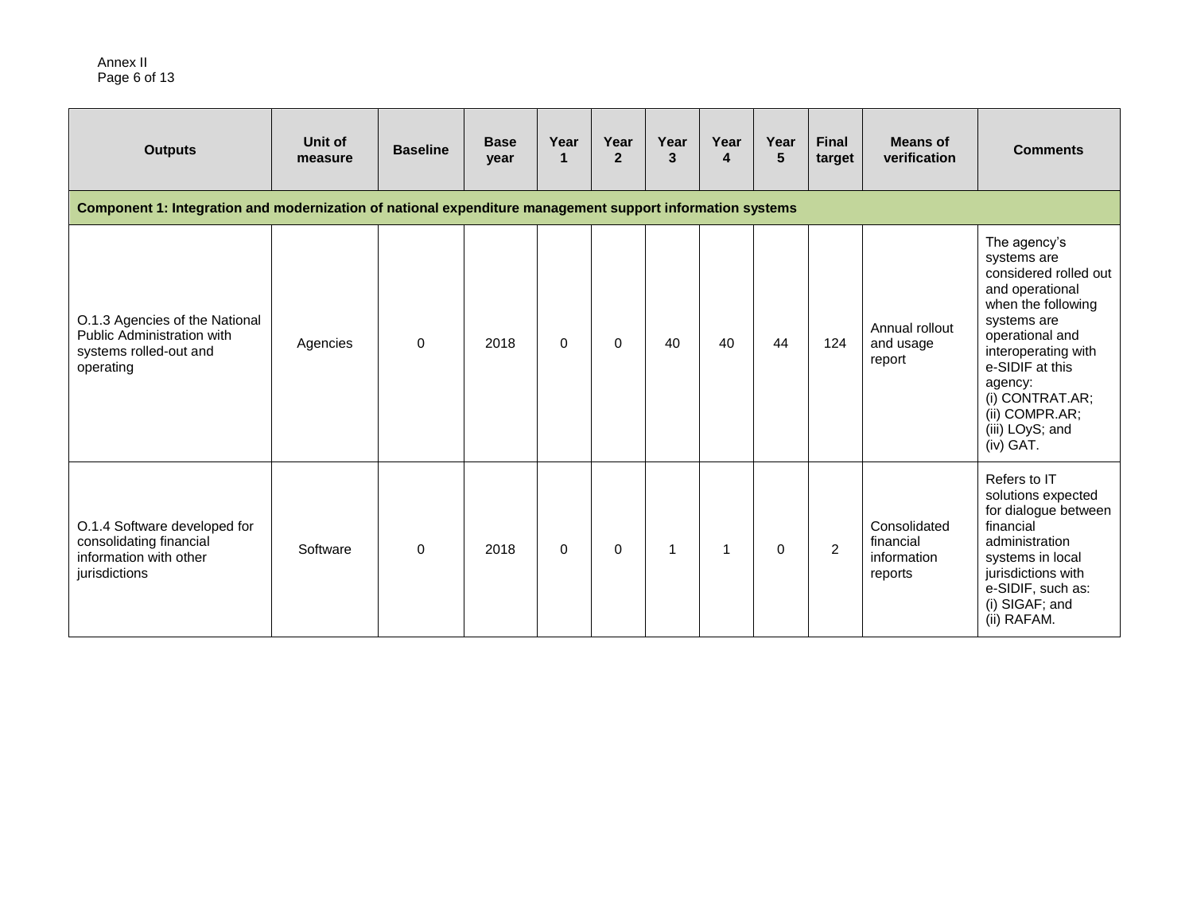| Outputs | Unit of measure | Baseline | Base year | Year 1 | Year 2 | Year 3 | Year 4 | Year 5 | Final target | Means of verification | Comments |
| --- | --- | --- | --- | --- | --- | --- | --- | --- | --- | --- | --- |
| **Component 1: Integration and modernization of national expenditure management support information systems** | | | | | | | | | | | |
| O.1.3 Agencies of the National Public Administration with systems rolled-out and operating | Agencies | 0 | 2018 | 0 | 0 | 40 | 40 | 44 | 124 | Annual rollout and usage report | The agency's systems are considered rolled out and operational when the following systems are operational and interoperating with e-SIDIF at this agency: (i) CONTRAT.AR; (ii) COMPR.AR; (iii) LOyS; and (iv) GAT. |
| O.1.4 Software developed for consolidating financial information with other jurisdictions | Software | 0 | 2018 | 0 | 0 | 1 | 1 | 0 | 2 | Consolidated financial information reports | Refers to IT solutions expected for dialogue between financial administration systems in local jurisdictions with e-SIDIF, such as: (i) SIGAF; and (ii) RAFAM. |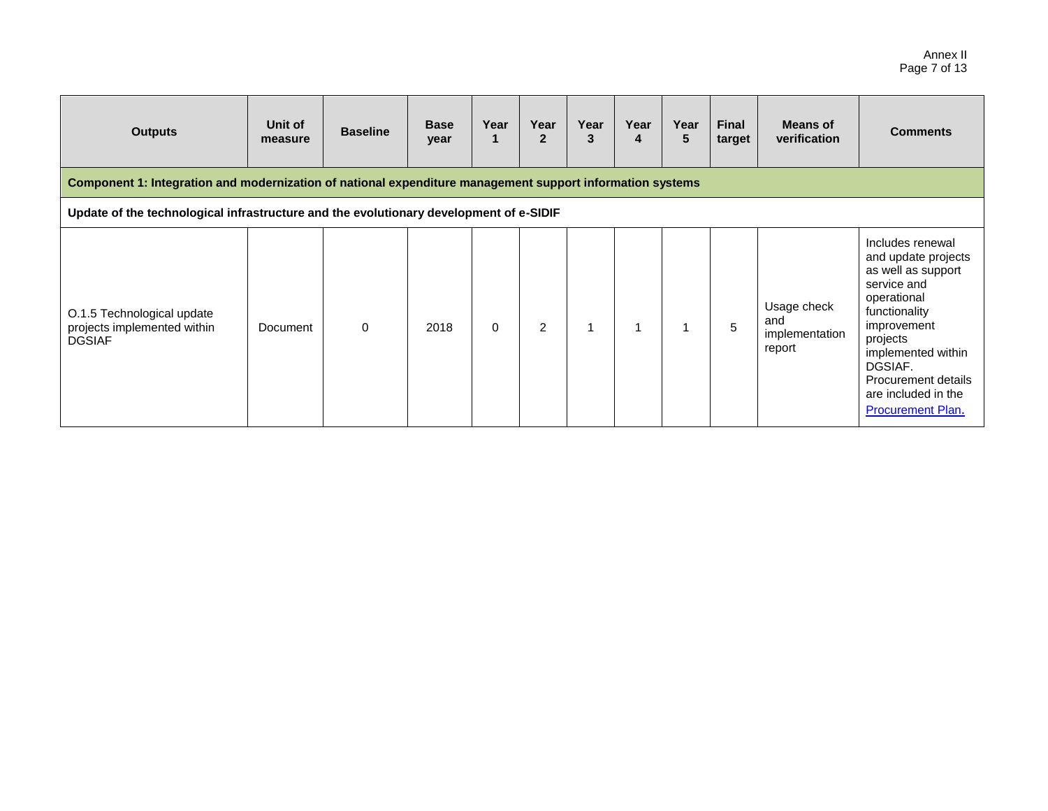| Outputs | Unit of measure | Baseline | Base year | Year 1 | Year 2 | Year 3 | Year 4 | Year 5 | Final target | Means of verification | Comments |
|---|---|---|---|---|---|---|---|---|---|---|---|
| **Component 1: Integration and modernization of national expenditure management support information systems** | | | | | | | | | | | |
| **Update of the technological infrastructure and the evolutionary development of e-SIDIF** | | | | | | | | | | | |
| O.1.5 Technological update projects implemented within DGSIAF | Document | 0 | 2018 | 0 | 2 | 1 | 1 | 1 | 5 | Usage check and implementation report | Includes renewal and update projects as well as support service and operational functionality improvement projects implemented within DGSIAF. Procurement details are included in the Procurement Plan. |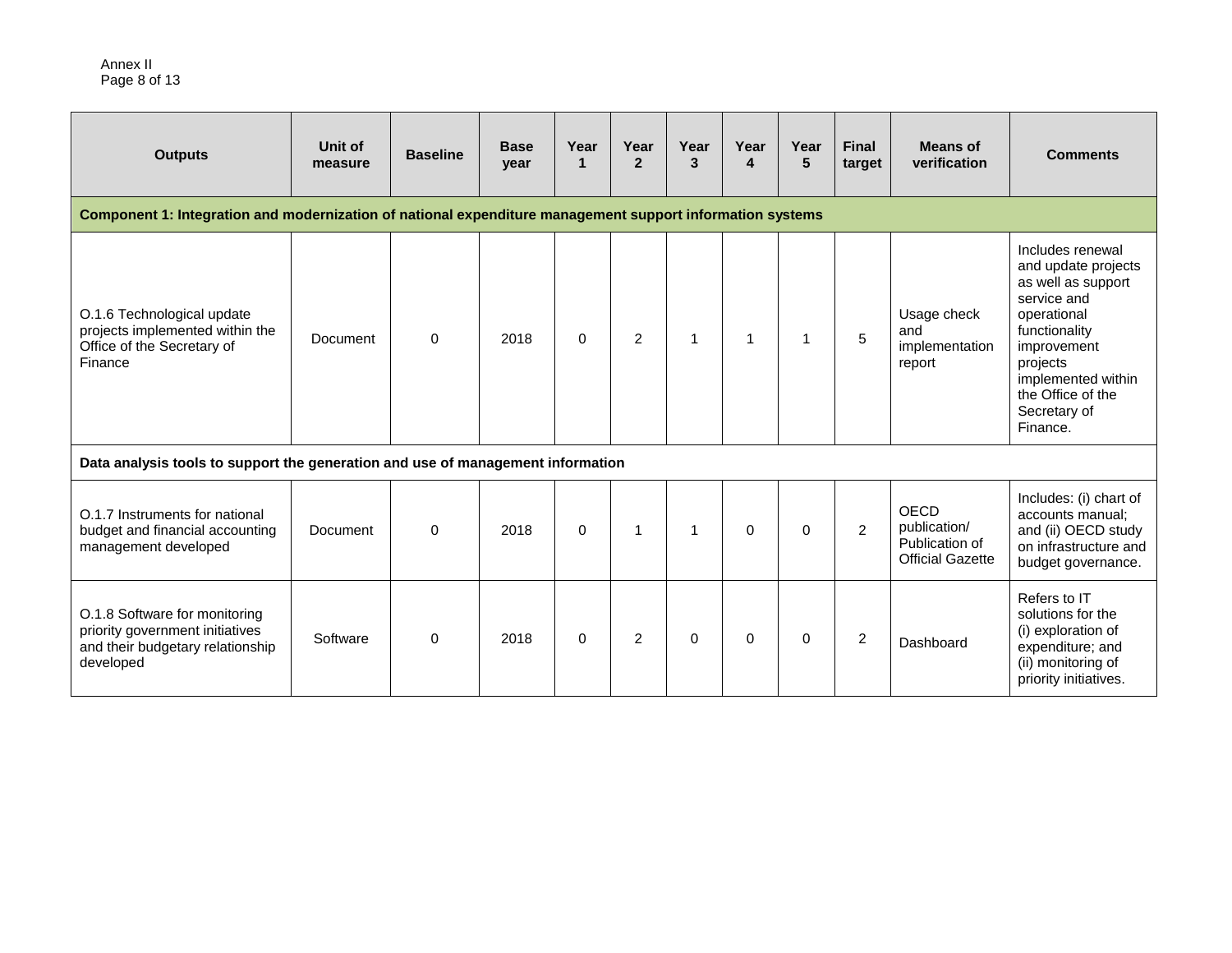| Outputs | Unit of measure | Baseline | Base year | Year 1 | Year 2 | Year 3 | Year 4 | Year 5 | Final target | Means of verification | Comments |
|---|---|---|---|---|---|---|---|---|---|---|---|
| **Component 1: Integration and modernization of national expenditure management support information systems** | | | | | | | | | | | |
| O.1.6 Technological update projects implemented within the Office of the Secretary of Finance | Document | 0 | 2018 | 0 | 2 | 1 | 1 | 1 | 5 | Usage check and implementation report | Includes renewal and update projects as well as support service and operational functionality improvement projects implemented within the Office of the Secretary of Finance. |
| **Data analysis tools to support the generation and use of management information** | | | | | | | | | | | |
| O.1.7 Instruments for national budget and financial accounting management developed | Document | 0 | 2018 | 0 | 1 | 1 | 0 | 0 | 2 | OECD publication/ Publication of Official Gazette | Includes: (i) chart of accounts manual; and (ii) OECD study on infrastructure and budget governance. |
| O.1.8 Software for monitoring priority government initiatives and their budgetary relationship developed | Software | 0 | 2018 | 0 | 2 | 0 | 0 | 0 | 2 | Dashboard | Refers to IT solutions for the (i) exploration of expenditure; and (ii) monitoring of priority initiatives. |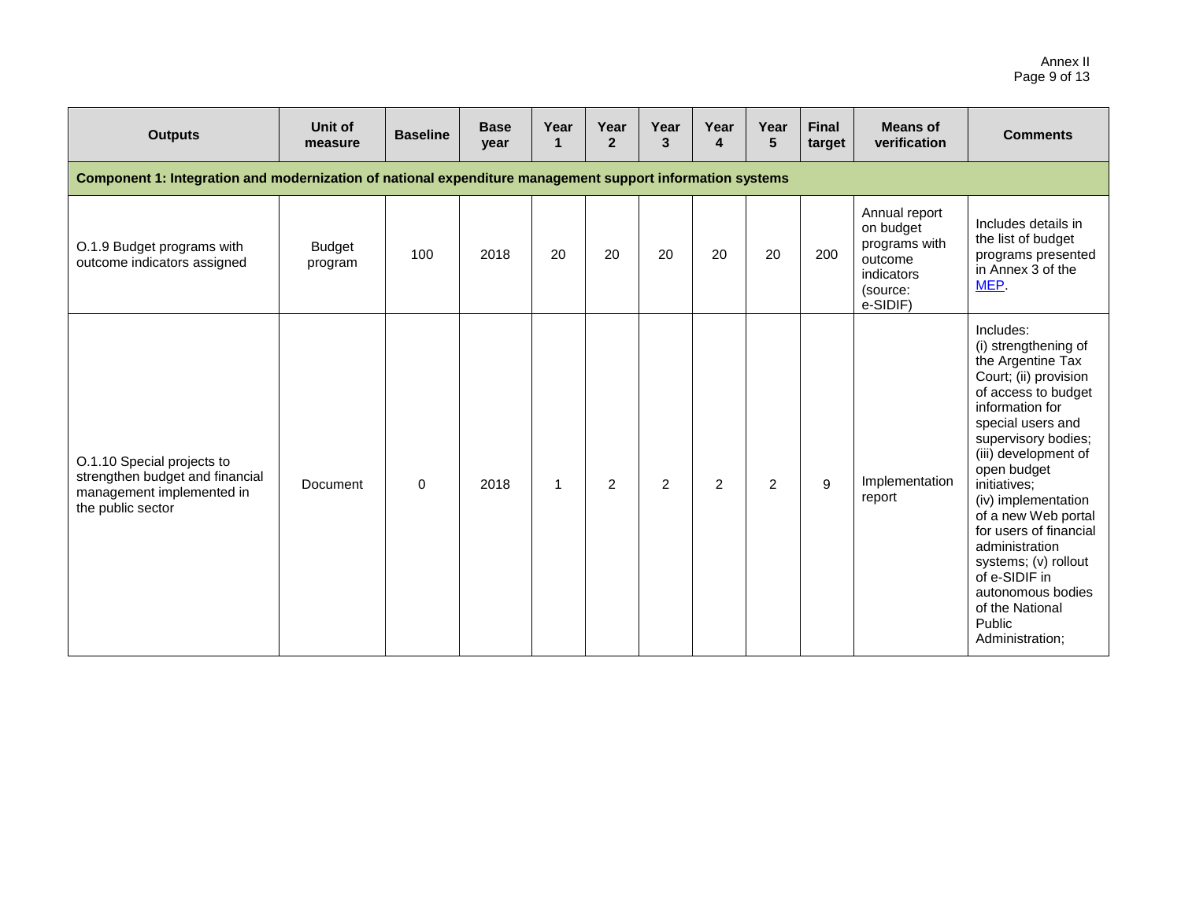| Outputs | Unit of measure | Baseline | Base year | Year 1 | Year 2 | Year 3 | Year 4 | Year 5 | Final target | Means of verification | Comments |
|---|---|---|---|---|---|---|---|---|---|---|---|
| **Component 1: Integration and modernization of national expenditure management support information systems** | | | | | | | | | | | |
| O.1.9 Budget programs with outcome indicators assigned | Budget program | 100 | 2018 | 20 | 20 | 20 | 20 | 20 | 200 | Annual report on budget programs with outcome indicators (source: e-SIDIF) | Includes details in the list of budget programs presented in Annex 3 of the MEP. |
| O.1.10 Special projects to strengthen budget and financial management implemented in the public sector | Document | 0 | 2018 | 1 | 2 | 2 | 2 | 2 | 9 | Implementation report | Includes: (i) strengthening of the Argentine Tax Court; (ii) provision of access to budget information for special users and supervisory bodies; (iii) development of open budget initiatives; (iv) implementation of a new Web portal for users of financial administration systems; (v) rollout of e-SIDIF in autonomous bodies of the National Public Administration; |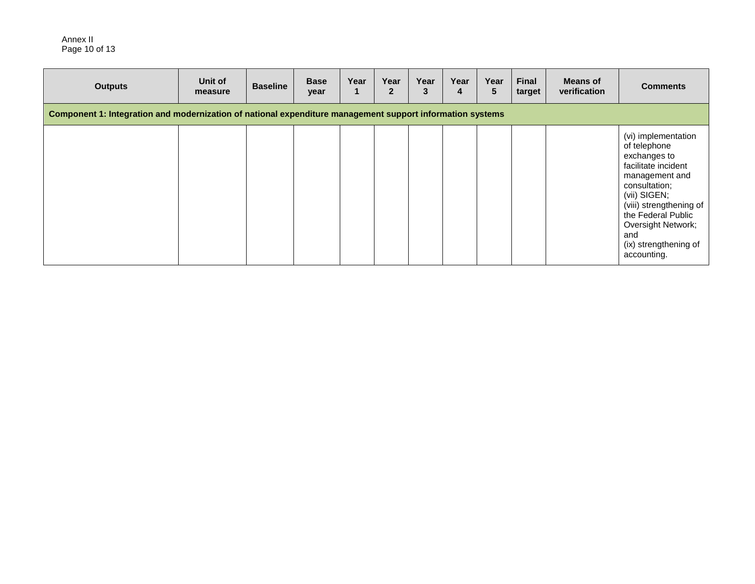| Outputs | Unit of measure | Baseline | Base year | Year 1 | Year 2 | Year 3 | Year 4 | Year 5 | Final target | Means of verification | Comments |
|---|---|---|---|---|---|---|---|---|---|---|---|
| **Component 1: Integration and modernization of national expenditure management support information systems** | | | | | | | | | | | |
| | | | | | | | | | | | (vi) implementation of telephone exchanges to facilitate incident management and consultation; (vii) SIGEN; (viii) strengthening of the Federal Public Oversight Network; and (ix) strengthening of accounting. |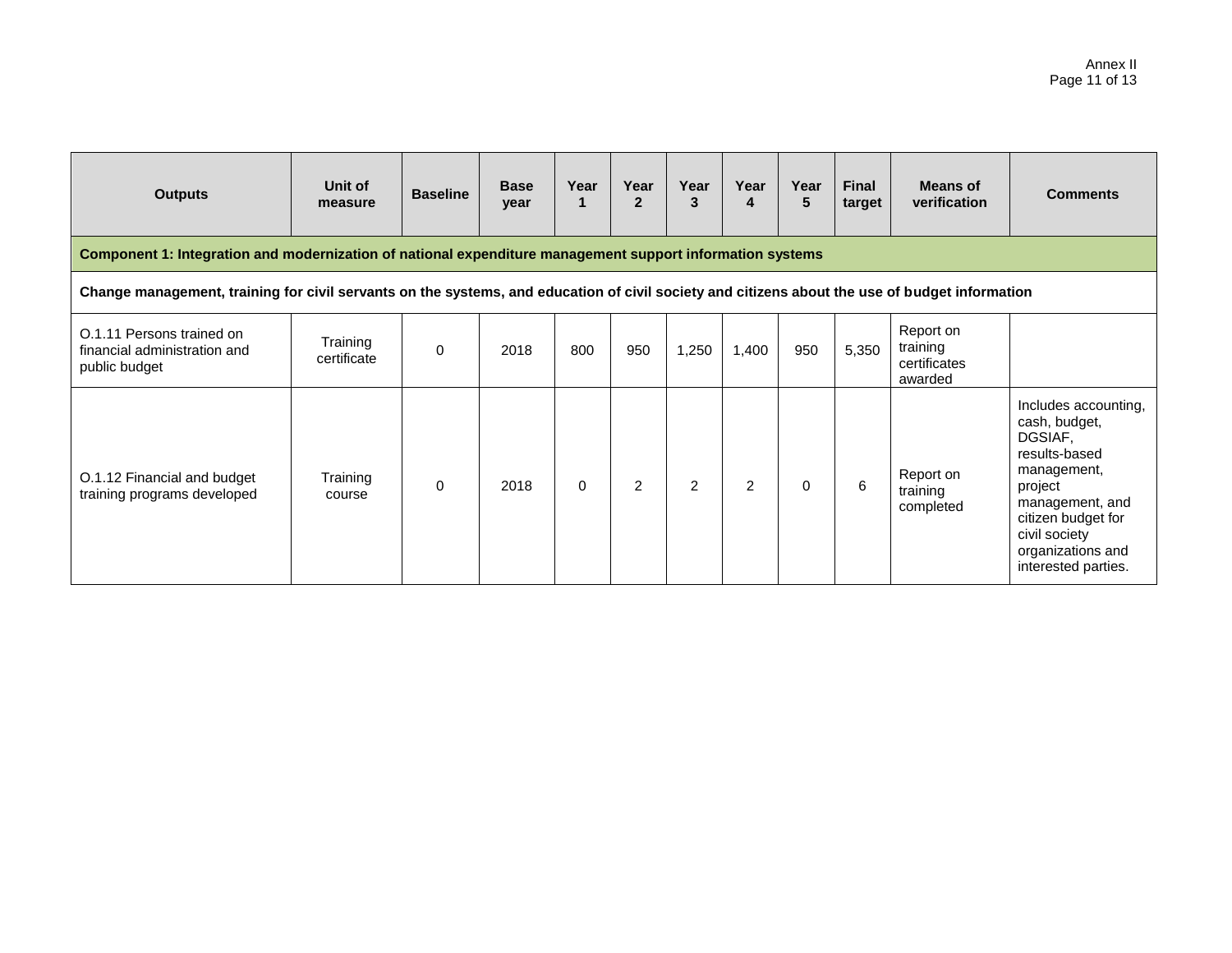| Outputs | Unit of measure | Baseline | Base year | Year 1 | Year 2 | Year 3 | Year 4 | Year 5 | Final target | Means of verification | Comments |
|---|---|---|---|---|---|---|---|---|---|---|---|
| **Component 1: Integration and modernization of national expenditure management support information systems** | | | | | | | | | | | |
| **Change management, training for civil servants on the systems, and education of civil society and citizens about the use of budget information** | | | | | | | | | | | |
| O.1.11 Persons trained on financial administration and public budget | Training certificate | 0 | 2018 | 800 | 950 | 1,250 | 1,400 | 950 | 5,350 | Report on training certificates awarded | |
| O.1.12 Financial and budget training programs developed | Training course | 0 | 2018 | 0 | 2 | 2 | 2 | 0 | 6 | Report on training completed | Includes accounting, cash, budget, DGSIAF, results-based management, project management, and citizen budget for civil society organizations and interested parties. |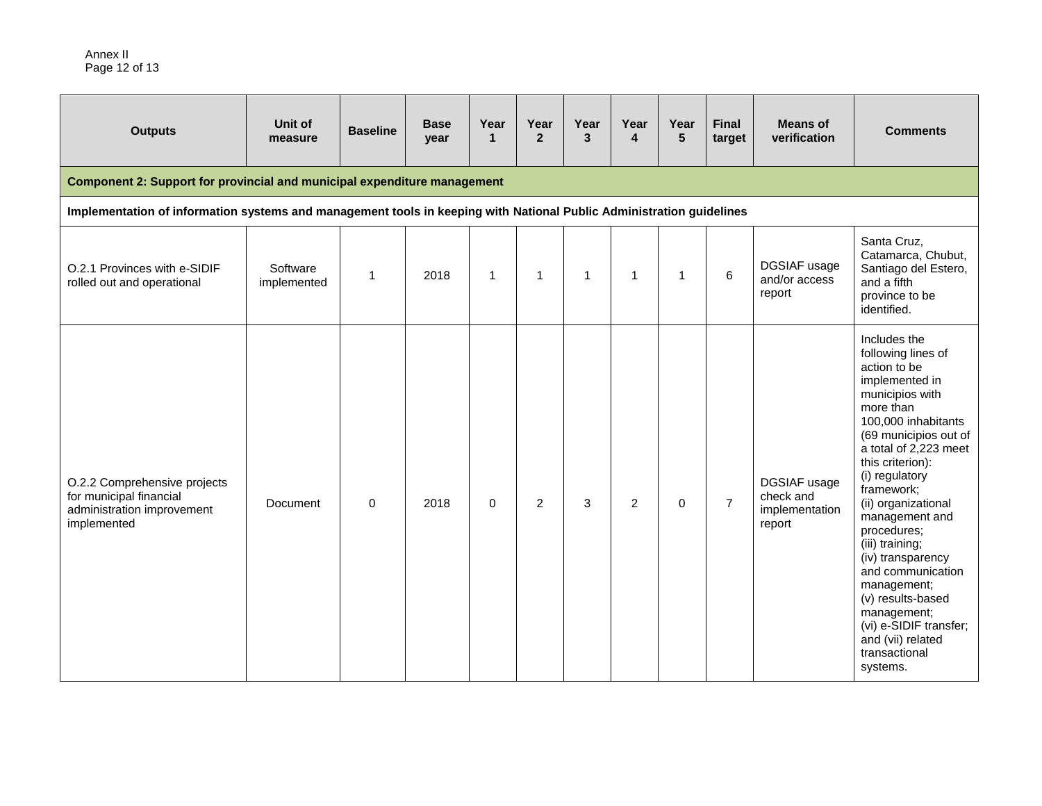Annex II

| Outputs | Unit of measure | Baseline | Base year | Year 1 | Year 2 | Year 3 | Year 4 | Year 5 | Final target | Means of verification | Comments |
|---|---|---|---|---|---|---|---|---|---|---|---|
| **Component 2: Support for provincial and municipal expenditure management** | | | | | | | | | | | |
| **Implementation of information systems and management tools in keeping with National Public Administration guidelines** | | | | | | | | | | | |
| O.2.1 Provinces with e-SIDIF rolled out and operational | Software implemented | 1 | 2018 | 1 | 1 | 1 | 1 | 1 | 6 | DGSIAF usage and/or access report | Santa Cruz, Catamarca, Chubut, Santiago del Estero, and a fifth province to be identified. |
| O.2.2 Comprehensive projects for municipal financial administration improvement implemented | Document | 0 | 2018 | 0 | 2 | 3 | 2 | 0 | 7 | DGSIAF usage check and implementation report | Includes the following lines of action to be implemented in municipios with more than 100,000 inhabitants (69 municipios out of a total of 2,223 meet this criterion): (i) regulatory framework; (ii) organizational management and procedures; (iii) training; (iv) transparency and communication management; (v) results-based management; (vi) e-SIDIF transfer; and (vii) related transactional systems. |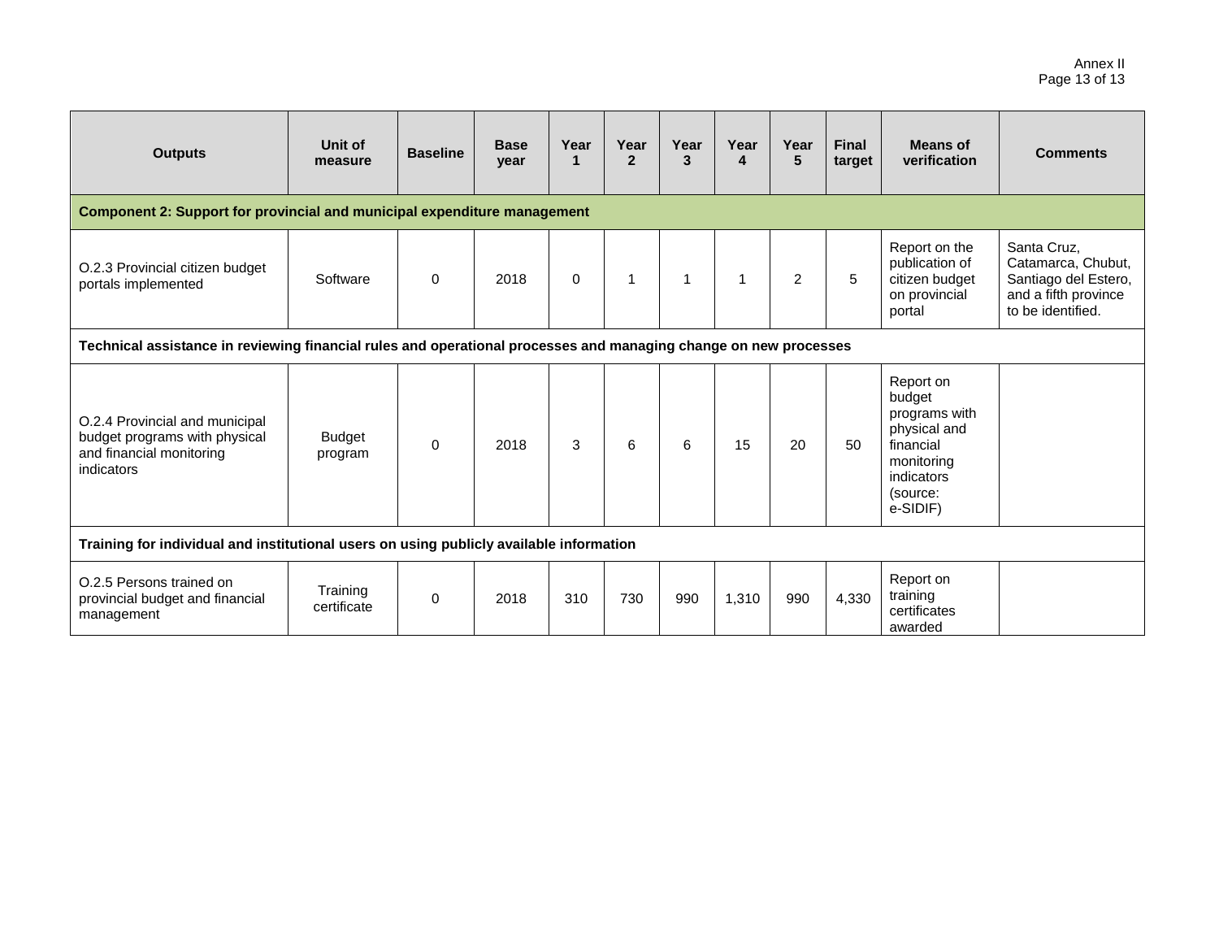| Outputs | Unit of measure | Baseline | Base year | Year 1 | Year 2 | Year 3 | Year 4 | Year 5 | Final target | Means of verification | Comments |
|---|---|---|---|---|---|---|---|---|---|---|---|
| **Component 2: Support for provincial and municipal expenditure management** | | | | | | | | | | | |
| O.2.3 Provincial citizen budget portals implemented | Software | 0 | 2018 | 0 | 1 | 1 | 1 | 2 | 5 | Report on the publication of citizen budget on provincial portal | Santa Cruz, Catamarca, Chubut, Santiago del Estero, and a fifth province to be identified. |
| **Technical assistance in reviewing financial rules and operational processes and managing change on new processes** | | | | | | | | | | | |
| O.2.4 Provincial and municipal budget programs with physical and financial monitoring indicators | Budget program | 0 | 2018 | 3 | 6 | 6 | 15 | 20 | 50 | Report on budget programs with physical and financial monitoring indicators (source: e-SIDIF) | |
| **Training for individual and institutional users on using publicly available information** | | | | | | | | | | | |
| O.2.5 Persons trained on provincial budget and financial management | Training certificate | 0 | 2018 | 310 | 730 | 990 | 1,310 | 990 | 4,330 | Report on training certificates awarded | |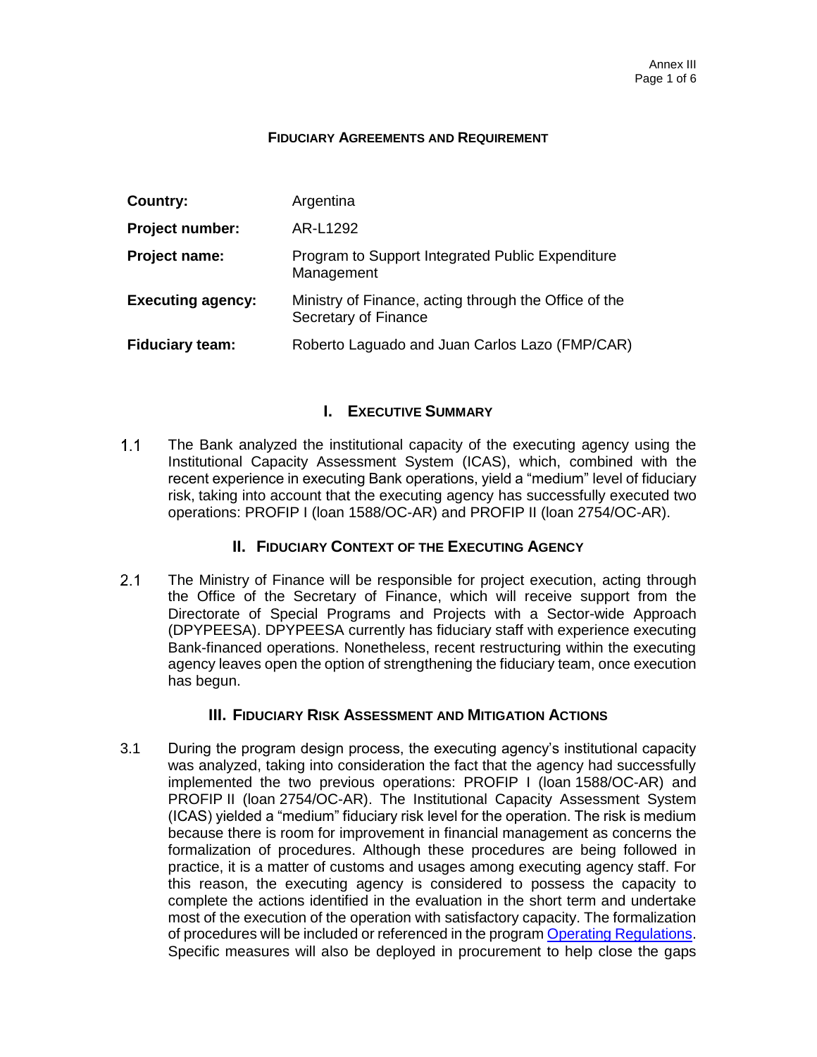**FIDUCIARY AGREEMENTS AND REQUIREMENT**

| | |
|---|---|
| **Country:** | Argentina |
| **Project number:** | AR-L1292 |
| **Project name:** | Program to Support Integrated Public Expenditure Management |
| **Executing agency:** | Ministry of Finance, acting through the Office of the Secretary of Finance |
| **Fiduciary team:** | Roberto Laguado and Juan Carlos Lazo (FMP/CAR) |

## I. EXECUTIVE SUMMARY

1.1 The Bank analyzed the institutional capacity of the executing agency using the Institutional Capacity Assessment System (ICAS), which, combined with the recent experience in executing Bank operations, yield a "medium" level of fiduciary risk, taking into account that the executing agency has successfully executed two operations: PROFIP I (loan 1588/OC-AR) and PROFIP II (loan 2754/OC-AR).

## II. FIDUCIARY CONTEXT OF THE EXECUTING AGENCY

2.1 The Ministry of Finance will be responsible for project execution, acting through the Office of the Secretary of Finance, which will receive support from the Directorate of Special Programs and Projects with a Sector-wide Approach (DPYPEESA). DPYPEESA currently has fiduciary staff with experience executing Bank-financed operations. Nonetheless, recent restructuring within the executing agency leaves open the option of strengthening the fiduciary team, once execution has begun.

## III. FIDUCIARY RISK ASSESSMENT AND MITIGATION ACTIONS

3.1 During the program design process, the executing agency's institutional capacity was analyzed, taking into consideration the fact that the agency had successfully implemented the two previous operations: PROFIP I (loan 1588/OC-AR) and PROFIP II (loan 2754/OC-AR). The Institutional Capacity Assessment System (ICAS) yielded a "medium" fiduciary risk level for the operation. The risk is medium because there is room for improvement in financial management as concerns the formalization of procedures. Although these procedures are being followed in practice, it is a matter of customs and usages among executing agency staff. For this reason, the executing agency is considered to possess the capacity to complete the actions identified in the evaluation in the short term and undertake most of the execution of the operation with satisfactory capacity. The formalization of procedures will be included or referenced in the program Operating Regulations. Specific measures will also be deployed in procurement to help close the gaps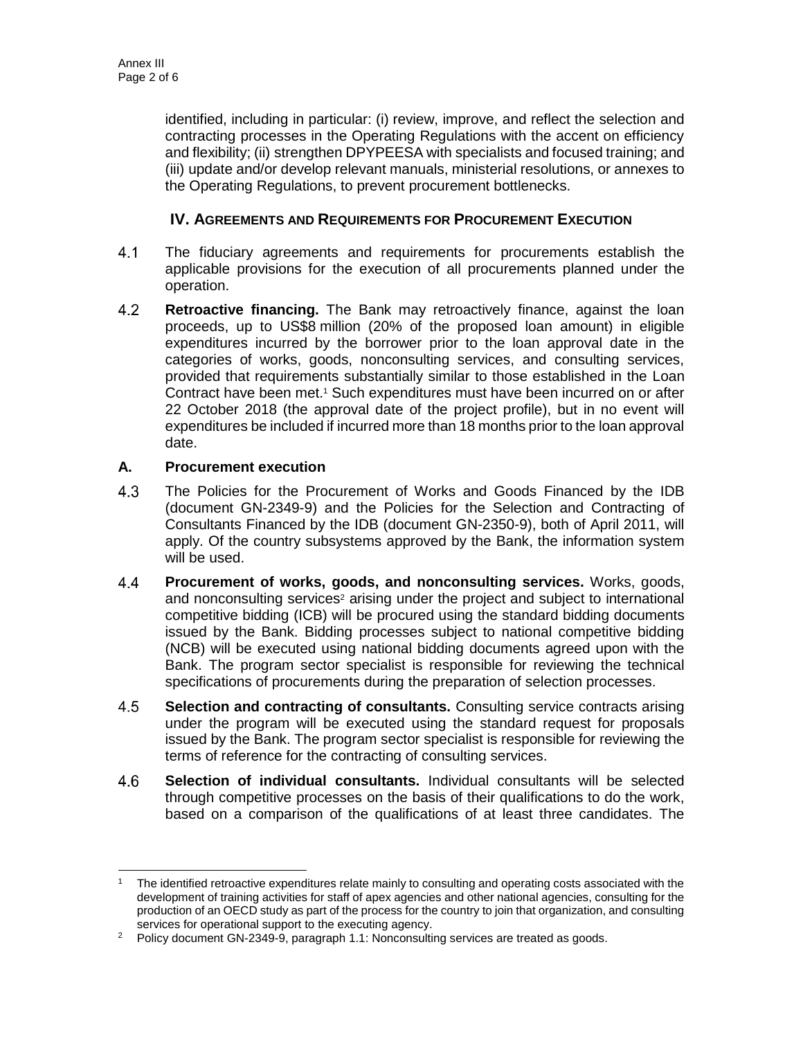identified, including in particular: (i) review, improve, and reflect the selection and contracting processes in the Operating Regulations with the accent on efficiency and flexibility; (ii) strengthen DPYPEESA with specialists and focused training; and (iii) update and/or develop relevant manuals, ministerial resolutions, or annexes to the Operating Regulations, to prevent procurement bottlenecks.

## IV. Agreements and Requirements for Procurement Execution

4.1 The fiduciary agreements and requirements for procurements establish the applicable provisions for the execution of all procurements planned under the operation.

4.2 **Retroactive financing.** The Bank may retroactively finance, against the loan proceeds, up to US$8 million (20% of the proposed loan amount) in eligible expenditures incurred by the borrower prior to the loan approval date in the categories of works, goods, nonconsulting services, and consulting services, provided that requirements substantially similar to those established in the Loan Contract have been met.[1] Such expenditures must have been incurred on or after 22 October 2018 (the approval date of the project profile), but in no event will expenditures be included if incurred more than 18 months prior to the loan approval date.

### A. Procurement execution

4.3 The Policies for the Procurement of Works and Goods Financed by the IDB (document GN-2349-9) and the Policies for the Selection and Contracting of Consultants Financed by the IDB (document GN-2350-9), both of April 2011, will apply. Of the country subsystems approved by the Bank, the information system will be used.

4.4 **Procurement of works, goods, and nonconsulting services.** Works, goods, and nonconsulting services[2] arising under the project and subject to international competitive bidding (ICB) will be procured using the standard bidding documents issued by the Bank. Bidding processes subject to national competitive bidding (NCB) will be executed using national bidding documents agreed upon with the Bank. The program sector specialist is responsible for reviewing the technical specifications of procurements during the preparation of selection processes.

4.5 **Selection and contracting of consultants.** Consulting service contracts arising under the program will be executed using the standard request for proposals issued by the Bank. The program sector specialist is responsible for reviewing the terms of reference for the contracting of consulting services.

4.6 **Selection of individual consultants.** Individual consultants will be selected through competitive processes on the basis of their qualifications to do the work, based on a comparison of the qualifications of at least three candidates. The

---

[1] The identified retroactive expenditures relate mainly to consulting and operating costs associated with the development of training activities for staff of apex agencies and other national agencies, consulting for the production of an OECD study as part of the process for the country to join that organization, and consulting services for operational support to the executing agency.

[2] Policy document GN-2349-9, paragraph 1.1: Nonconsulting services are treated as goods.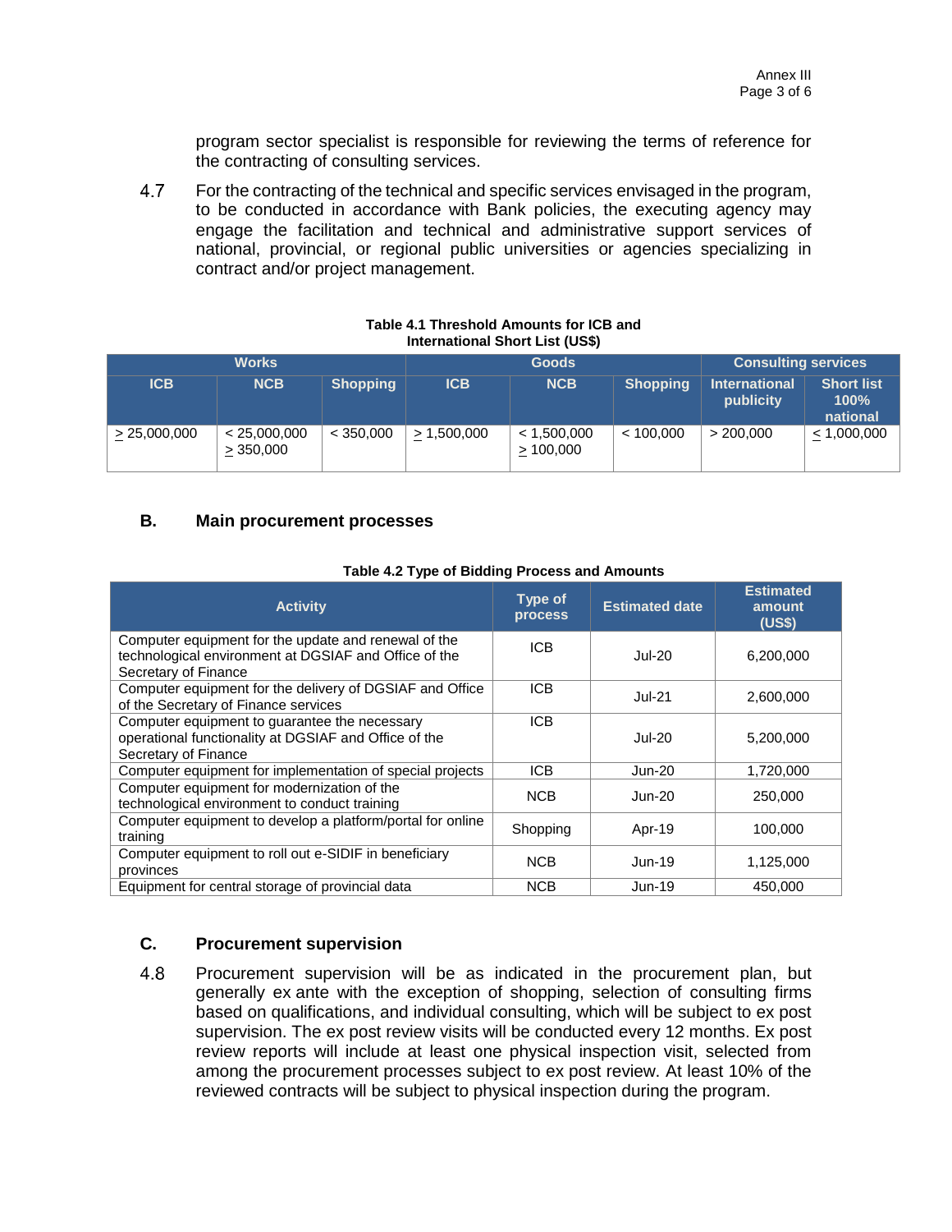program sector specialist is responsible for reviewing the terms of reference for the contracting of consulting services.

4.7 For the contracting of the technical and specific services envisaged in the program, to be conducted in accordance with Bank policies, the executing agency may engage the facilitation and technical and administrative support services of national, provincial, or regional public universities or agencies specializing in contract and/or project management.

**Table 4.1 Threshold Amounts for ICB and International Short List (US$)**

| Works | | | Goods | | | Consulting services | |
|---|---|---|---|---|---|---|---|
| ICB | NCB | Shopping | ICB | NCB | Shopping | International publicity | Short list 100% national |
| ≥ 25,000,000 | < 25,000,000<br>≥ 350,000 | < 350,000 | ≥ 1,500,000 | < 1,500,000<br>≥ 100,000 | < 100,000 | > 200,000 | ≤ 1,000,000 |

## B. Main procurement processes

**Table 4.2 Type of Bidding Process and Amounts**

| Activity | Type of process | Estimated date | Estimated amount (US$) |
|---|---|---|---|
| Computer equipment for the update and renewal of the technological environment at DGSIAF and Office of the Secretary of Finance | ICB | Jul-20 | 6,200,000 |
| Computer equipment for the delivery of DGSIAF and Office of the Secretary of Finance services | ICB | Jul-21 | 2,600,000 |
| Computer equipment to guarantee the necessary operational functionality at DGSIAF and Office of the Secretary of Finance | ICB | Jul-20 | 5,200,000 |
| Computer equipment for implementation of special projects | ICB | Jun-20 | 1,720,000 |
| Computer equipment for modernization of the technological environment to conduct training | NCB | Jun-20 | 250,000 |
| Computer equipment to develop a platform/portal for online training | Shopping | Apr-19 | 100,000 |
| Computer equipment to roll out e-SIDIF in beneficiary provinces | NCB | Jun-19 | 1,125,000 |
| Equipment for central storage of provincial data | NCB | Jun-19 | 450,000 |

## C. Procurement supervision

4.8 Procurement supervision will be as indicated in the procurement plan, but generally ex ante with the exception of shopping, selection of consulting firms based on qualifications, and individual consulting, which will be subject to ex post supervision. The ex post review visits will be conducted every 12 months. Ex post review reports will include at least one physical inspection visit, selected from among the procurement processes subject to ex post review. At least 10% of the reviewed contracts will be subject to physical inspection during the program.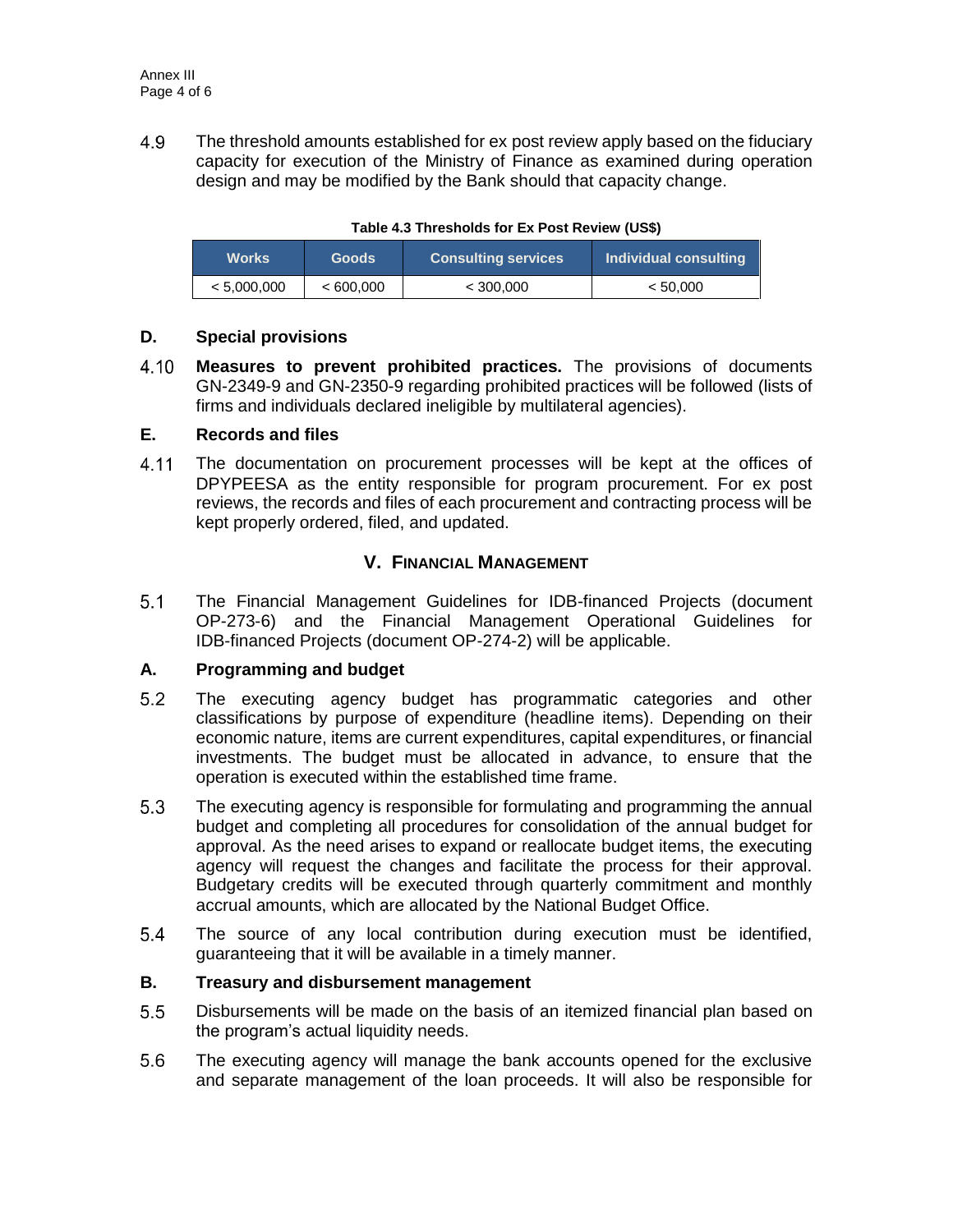4.9 The threshold amounts established for ex post review apply based on the fiduciary capacity for execution of the Ministry of Finance as examined during operation design and may be modified by the Bank should that capacity change.

**Table 4.3 Thresholds for Ex Post Review (US$)**

| Works | Goods | Consulting services | Individual consulting |
|---|---|---|---|
| < 5,000,000 | < 600,000 | < 300,000 | < 50,000 |

### D. Special provisions

4.10 **Measures to prevent prohibited practices.** The provisions of documents GN-2349-9 and GN-2350-9 regarding prohibited practices will be followed (lists of firms and individuals declared ineligible by multilateral agencies).

### E. Records and files

4.11 The documentation on procurement processes will be kept at the offices of DPYPEESA as the entity responsible for program procurement. For ex post reviews, the records and files of each procurement and contracting process will be kept properly ordered, filed, and updated.

## V. Financial Management

5.1 The Financial Management Guidelines for IDB-financed Projects (document OP-273-6) and the Financial Management Operational Guidelines for IDB-financed Projects (document OP-274-2) will be applicable.

### A. Programming and budget

5.2 The executing agency budget has programmatic categories and other classifications by purpose of expenditure (headline items). Depending on their economic nature, items are current expenditures, capital expenditures, or financial investments. The budget must be allocated in advance, to ensure that the operation is executed within the established time frame.

5.3 The executing agency is responsible for formulating and programming the annual budget and completing all procedures for consolidation of the annual budget for approval. As the need arises to expand or reallocate budget items, the executing agency will request the changes and facilitate the process for their approval. Budgetary credits will be executed through quarterly commitment and monthly accrual amounts, which are allocated by the National Budget Office.

5.4 The source of any local contribution during execution must be identified, guaranteeing that it will be available in a timely manner.

### B. Treasury and disbursement management

5.5 Disbursements will be made on the basis of an itemized financial plan based on the program's actual liquidity needs.

5.6 The executing agency will manage the bank accounts opened for the exclusive and separate management of the loan proceeds. It will also be responsible for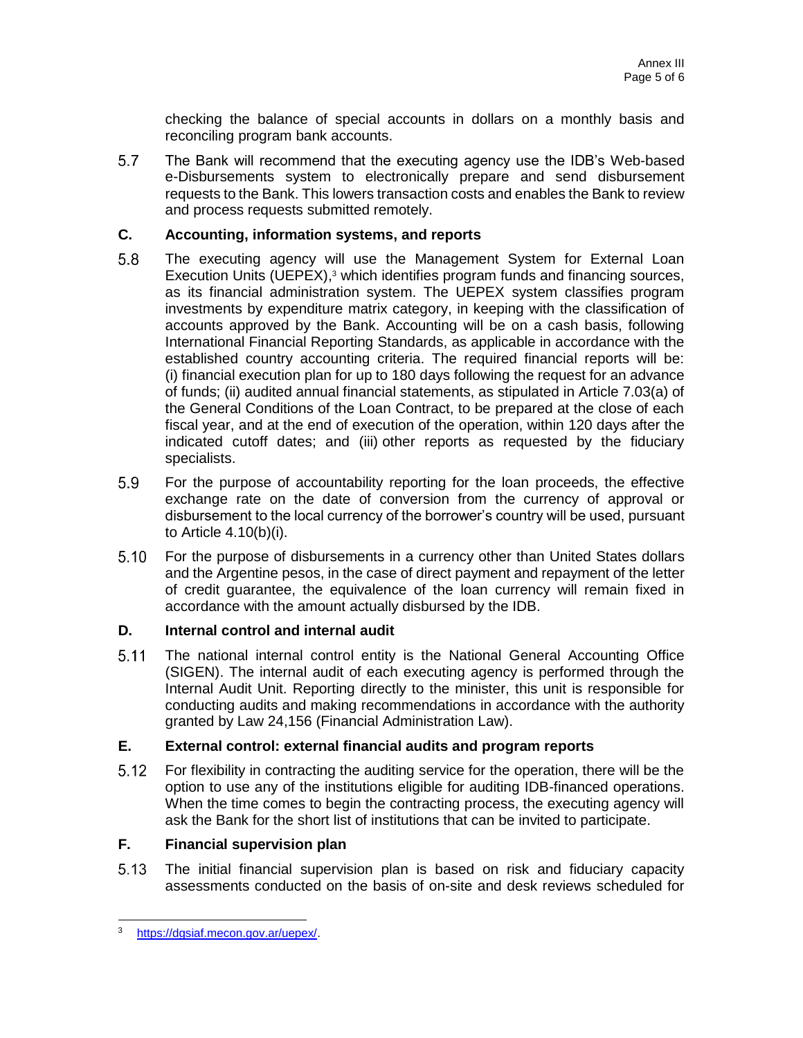checking the balance of special accounts in dollars on a monthly basis and reconciling program bank accounts.

5.7 The Bank will recommend that the executing agency use the IDB's Web-based e-Disbursements system to electronically prepare and send disbursement requests to the Bank. This lowers transaction costs and enables the Bank to review and process requests submitted remotely.

### C. Accounting, information systems, and reports

5.8 The executing agency will use the Management System for External Loan Execution Units (UEPEX),[3] which identifies program funds and financing sources, as its financial administration system. The UEPEX system classifies program investments by expenditure matrix category, in keeping with the classification of accounts approved by the Bank. Accounting will be on a cash basis, following International Financial Reporting Standards, as applicable in accordance with the established country accounting criteria. The required financial reports will be: (i) financial execution plan for up to 180 days following the request for an advance of funds; (ii) audited annual financial statements, as stipulated in Article 7.03(a) of the General Conditions of the Loan Contract, to be prepared at the close of each fiscal year, and at the end of execution of the operation, within 120 days after the indicated cutoff dates; and (iii) other reports as requested by the fiduciary specialists.

5.9 For the purpose of accountability reporting for the loan proceeds, the effective exchange rate on the date of conversion from the currency of approval or disbursement to the local currency of the borrower's country will be used, pursuant to Article 4.10(b)(i).

5.10 For the purpose of disbursements in a currency other than United States dollars and the Argentine pesos, in the case of direct payment and repayment of the letter of credit guarantee, the equivalence of the loan currency will remain fixed in accordance with the amount actually disbursed by the IDB.

### D. Internal control and internal audit

5.11 The national internal control entity is the National General Accounting Office (SIGEN). The internal audit of each executing agency is performed through the Internal Audit Unit. Reporting directly to the minister, this unit is responsible for conducting audits and making recommendations in accordance with the authority granted by Law 24,156 (Financial Administration Law).

### E. External control: external financial audits and program reports

5.12 For flexibility in contracting the auditing service for the operation, there will be the option to use any of the institutions eligible for auditing IDB-financed operations. When the time comes to begin the contracting process, the executing agency will ask the Bank for the short list of institutions that can be invited to participate.

### F. Financial supervision plan

5.13 The initial financial supervision plan is based on risk and fiduciary capacity assessments conducted on the basis of on-site and desk reviews scheduled for

---

[3] https://dgsiaf.mecon.gov.ar/uepex/.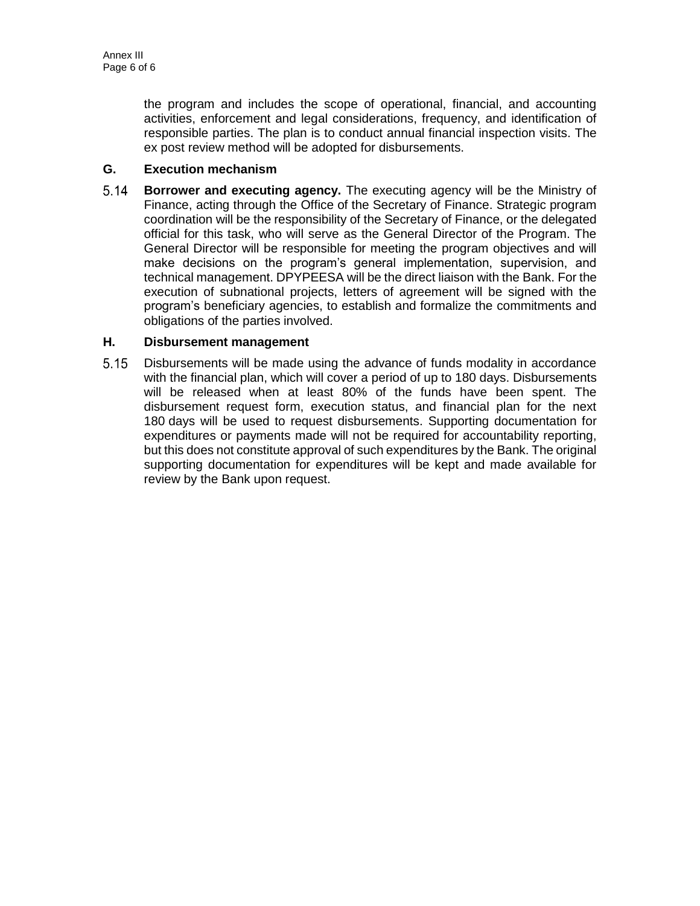the program and includes the scope of operational, financial, and accounting activities, enforcement and legal considerations, frequency, and identification of responsible parties. The plan is to conduct annual financial inspection visits. The ex post review method will be adopted for disbursements.

## G. Execution mechanism

5.14 **Borrower and executing agency.** The executing agency will be the Ministry of Finance, acting through the Office of the Secretary of Finance. Strategic program coordination will be the responsibility of the Secretary of Finance, or the delegated official for this task, who will serve as the General Director of the Program. The General Director will be responsible for meeting the program objectives and will make decisions on the program's general implementation, supervision, and technical management. DPYPEESA will be the direct liaison with the Bank. For the execution of subnational projects, letters of agreement will be signed with the program's beneficiary agencies, to establish and formalize the commitments and obligations of the parties involved.

## H. Disbursement management

5.15 Disbursements will be made using the advance of funds modality in accordance with the financial plan, which will cover a period of up to 180 days. Disbursements will be released when at least 80% of the funds have been spent. The disbursement request form, execution status, and financial plan for the next 180 days will be used to request disbursements. Supporting documentation for expenditures or payments made will not be required for accountability reporting, but this does not constitute approval of such expenditures by the Bank. The original supporting documentation for expenditures will be kept and made available for review by the Bank upon request.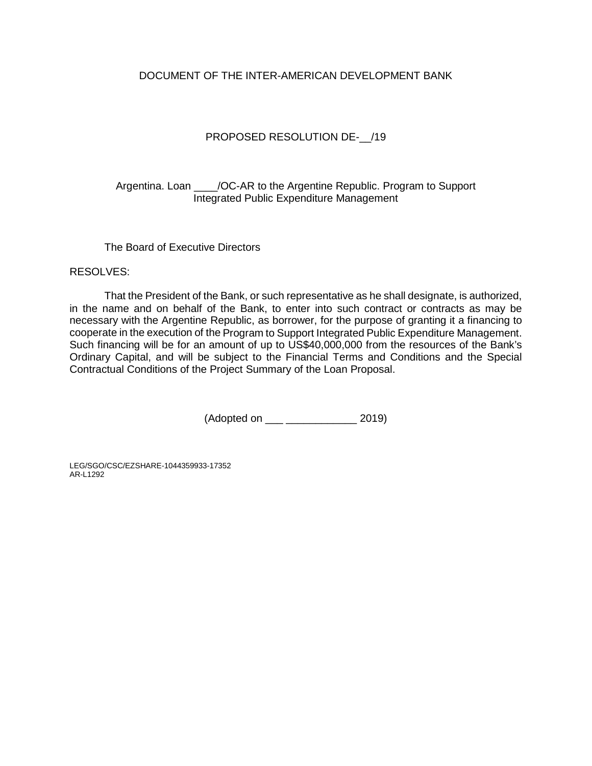DOCUMENT OF THE INTER-AMERICAN DEVELOPMENT BANK

PROPOSED RESOLUTION DE-__/19

Argentina. Loan ____/OC-AR to the Argentine Republic. Program to Support Integrated Public Expenditure Management

The Board of Executive Directors

RESOLVES:

That the President of the Bank, or such representative as he shall designate, is authorized, in the name and on behalf of the Bank, to enter into such contract or contracts as may be necessary with the Argentine Republic, as borrower, for the purpose of granting it a financing to cooperate in the execution of the Program to Support Integrated Public Expenditure Management. Such financing will be for an amount of up to US$40,000,000 from the resources of the Bank's Ordinary Capital, and will be subject to the Financial Terms and Conditions and the Special Contractual Conditions of the Project Summary of the Loan Proposal.

(Adopted on ___ ____________ 2019)

LEG/SGO/CSC/EZSHARE-1044359933-17352
AR-L1292